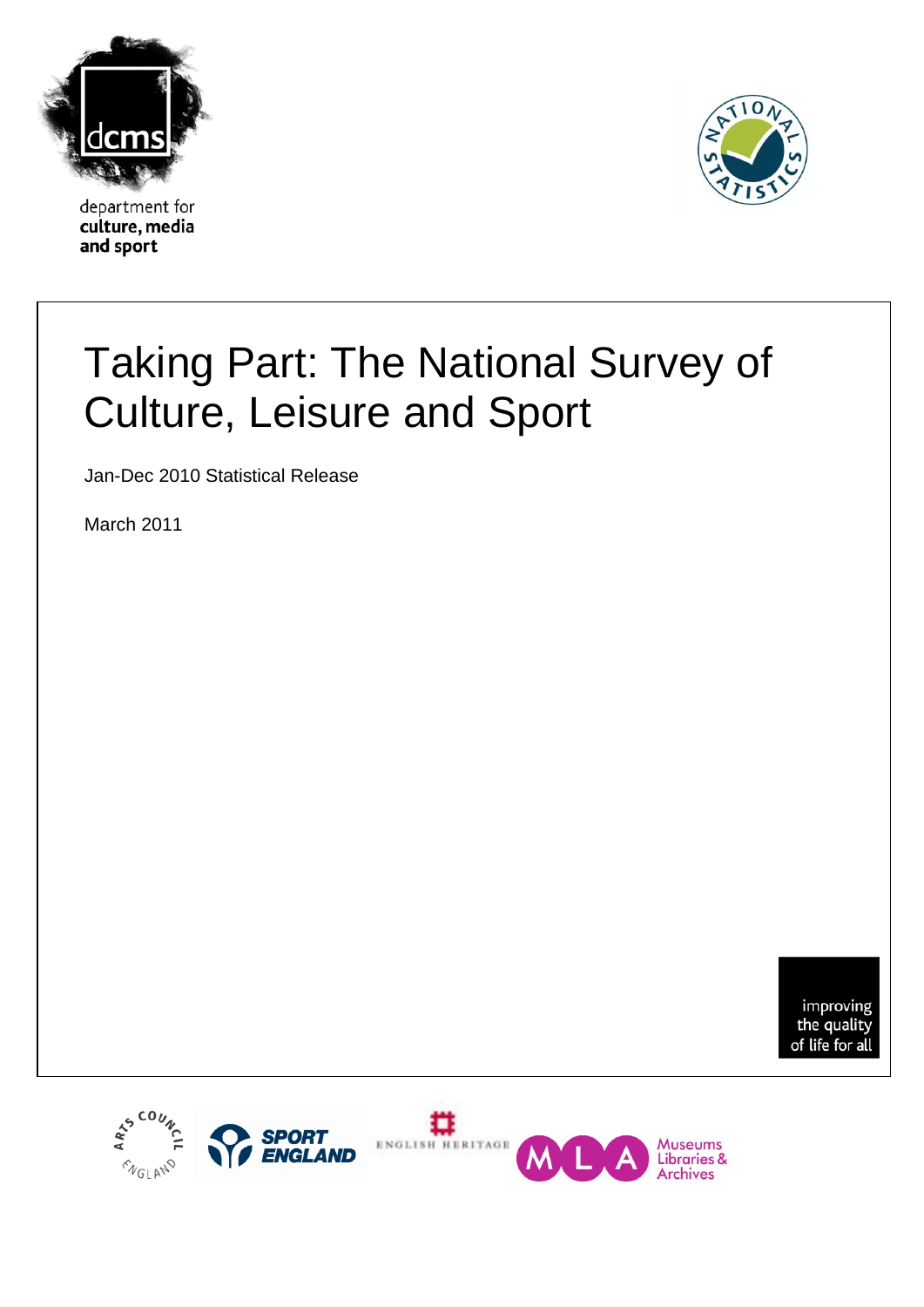department for
culture, media
and sport

# Taking Part: The National Survey of Culture, Leisure and Sport

Jan-Dec 2010 Statistical Release

March 2011

improving the quality of life for all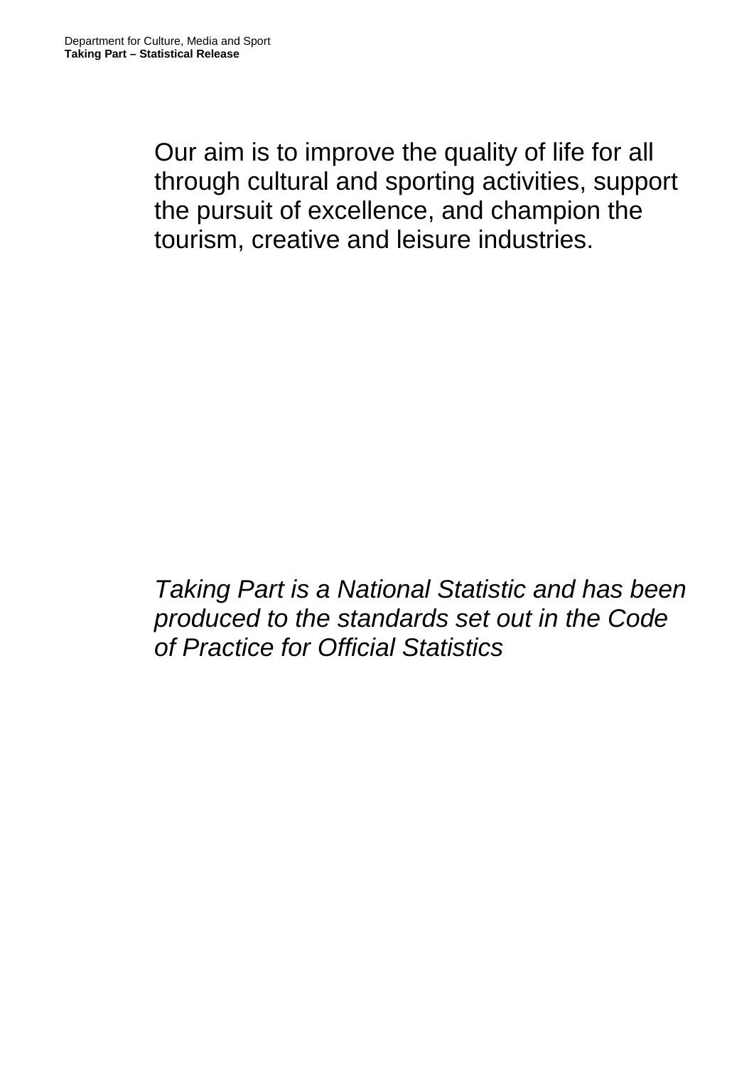Our aim is to improve the quality of life for all through cultural and sporting activities, support the pursuit of excellence, and champion the tourism, creative and leisure industries.

*Taking Part is a National Statistic and has been produced to the standards set out in the Code of Practice for Official Statistics*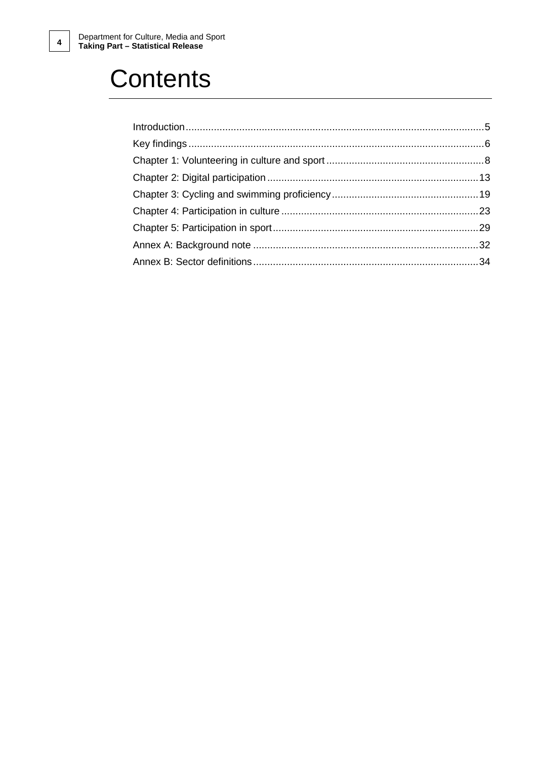# Contents

Introduction .......................................................................................................... 5
Key findings ........................................................................................................... 6
Chapter 1: Volunteering in culture and sport ......................................................... 8
Chapter 2: Digital participation ............................................................................ 13
Chapter 3: Cycling and swimming proficiency ..................................................... 19
Chapter 4: Participation in culture ....................................................................... 23
Chapter 5: Participation in sport .......................................................................... 29
Annex A: Background note ................................................................................. 32
Annex B: Sector definitions ................................................................................. 34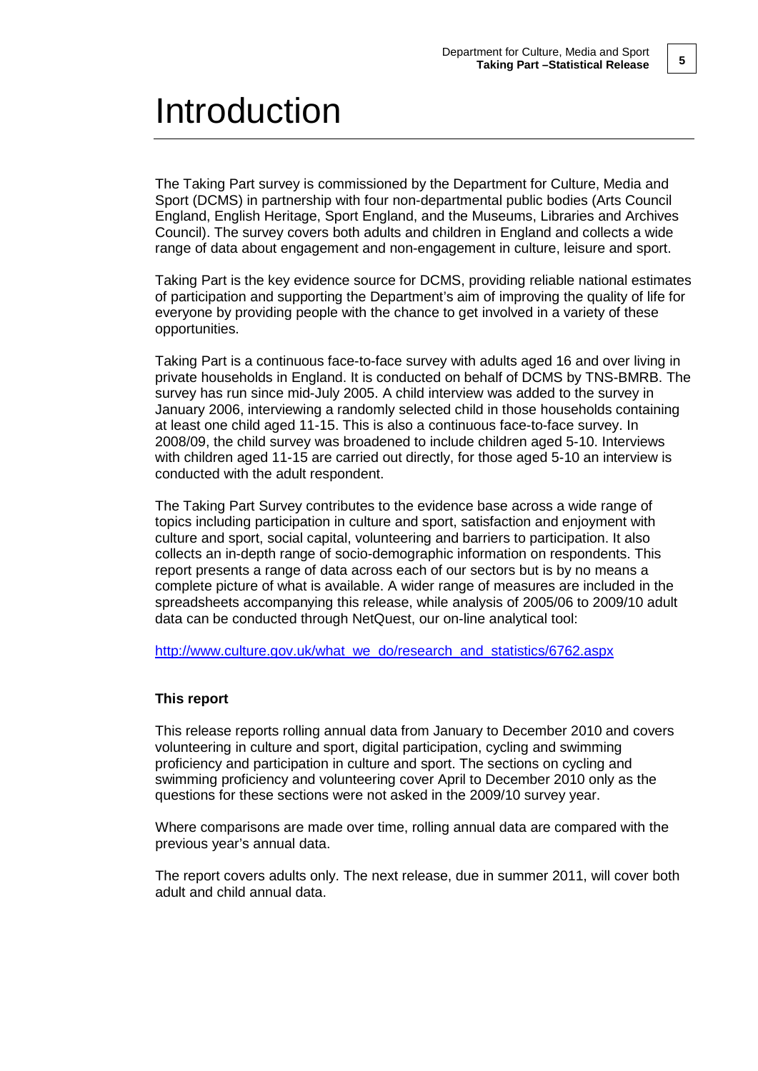# Introduction

The Taking Part survey is commissioned by the Department for Culture, Media and Sport (DCMS) in partnership with four non-departmental public bodies (Arts Council England, English Heritage, Sport England, and the Museums, Libraries and Archives Council). The survey covers both adults and children in England and collects a wide range of data about engagement and non-engagement in culture, leisure and sport.

Taking Part is the key evidence source for DCMS, providing reliable national estimates of participation and supporting the Department's aim of improving the quality of life for everyone by providing people with the chance to get involved in a variety of these opportunities.

Taking Part is a continuous face-to-face survey with adults aged 16 and over living in private households in England. It is conducted on behalf of DCMS by TNS-BMRB. The survey has run since mid-July 2005. A child interview was added to the survey in January 2006, interviewing a randomly selected child in those households containing at least one child aged 11-15. This is also a continuous face-to-face survey. In 2008/09, the child survey was broadened to include children aged 5-10. Interviews with children aged 11-15 are carried out directly, for those aged 5-10 an interview is conducted with the adult respondent.

The Taking Part Survey contributes to the evidence base across a wide range of topics including participation in culture and sport, satisfaction and enjoyment with culture and sport, social capital, volunteering and barriers to participation. It also collects an in-depth range of socio-demographic information on respondents. This report presents a range of data across each of our sectors but is by no means a complete picture of what is available. A wider range of measures are included in the spreadsheets accompanying this release, while analysis of 2005/06 to 2009/10 adult data can be conducted through NetQuest, our on-line analytical tool:

http://www.culture.gov.uk/what_we_do/research_and_statistics/6762.aspx

**This report**

This release reports rolling annual data from January to December 2010 and covers volunteering in culture and sport, digital participation, cycling and swimming proficiency and participation in culture and sport. The sections on cycling and swimming proficiency and volunteering cover April to December 2010 only as the questions for these sections were not asked in the 2009/10 survey year.

Where comparisons are made over time, rolling annual data are compared with the previous year's annual data.

The report covers adults only. The next release, due in summer 2011, will cover both adult and child annual data.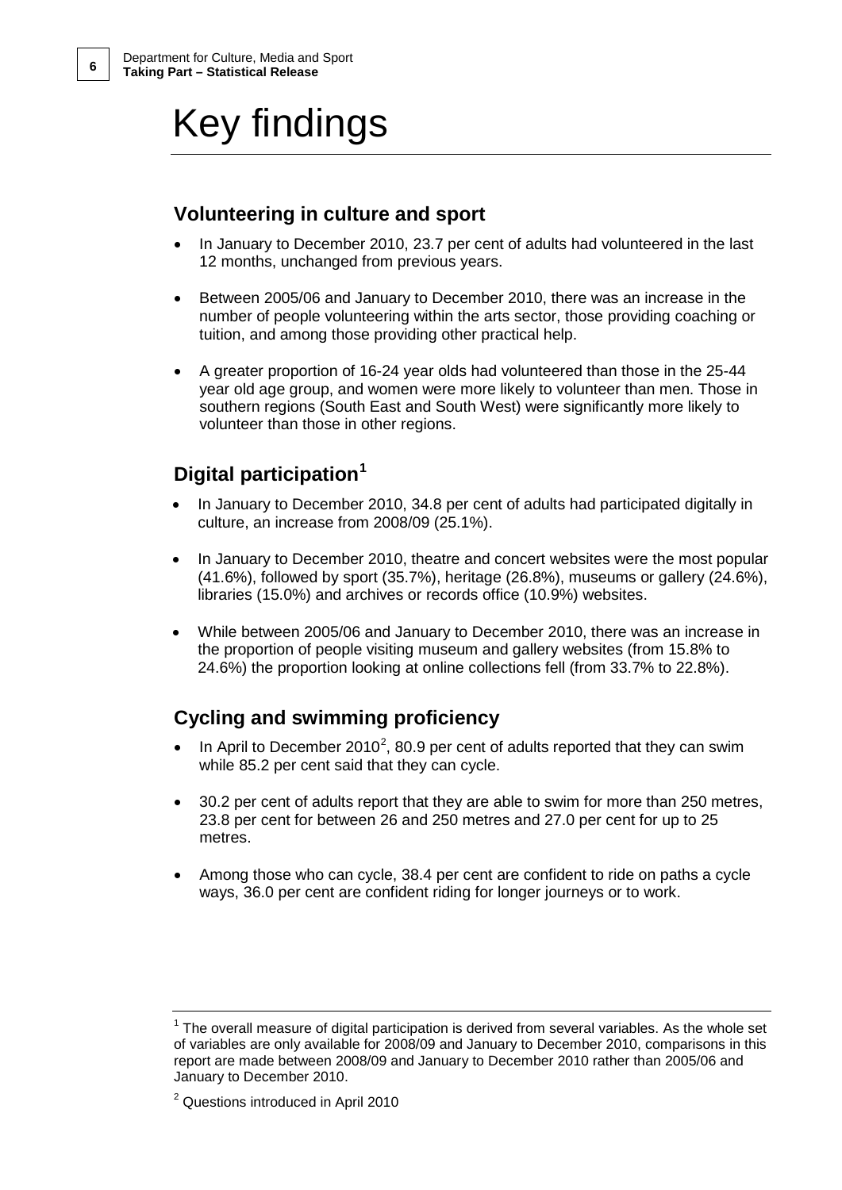# Key findings

## Volunteering in culture and sport

- In January to December 2010, 23.7 per cent of adults had volunteered in the last 12 months, unchanged from previous years.
- Between 2005/06 and January to December 2010, there was an increase in the number of people volunteering within the arts sector, those providing coaching or tuition, and among those providing other practical help.
- A greater proportion of 16-24 year olds had volunteered than those in the 25-44 year old age group, and women were more likely to volunteer than men. Those in southern regions (South East and South West) were significantly more likely to volunteer than those in other regions.

## Digital participation[1]

- In January to December 2010, 34.8 per cent of adults had participated digitally in culture, an increase from 2008/09 (25.1%).
- In January to December 2010, theatre and concert websites were the most popular (41.6%), followed by sport (35.7%), heritage (26.8%), museums or gallery (24.6%), libraries (15.0%) and archives or records office (10.9%) websites.
- While between 2005/06 and January to December 2010, there was an increase in the proportion of people visiting museum and gallery websites (from 15.8% to 24.6%) the proportion looking at online collections fell (from 33.7% to 22.8%).

## Cycling and swimming proficiency

- In April to December 2010[2], 80.9 per cent of adults reported that they can swim while 85.2 per cent said that they can cycle.
- 30.2 per cent of adults report that they are able to swim for more than 250 metres, 23.8 per cent for between 26 and 250 metres and 27.0 per cent for up to 25 metres.
- Among those who can cycle, 38.4 per cent are confident to ride on paths a cycle ways, 36.0 per cent are confident riding for longer journeys or to work.

---

[1] The overall measure of digital participation is derived from several variables. As the whole set of variables are only available for 2008/09 and January to December 2010, comparisons in this report are made between 2008/09 and January to December 2010 rather than 2005/06 and January to December 2010.

[2] Questions introduced in April 2010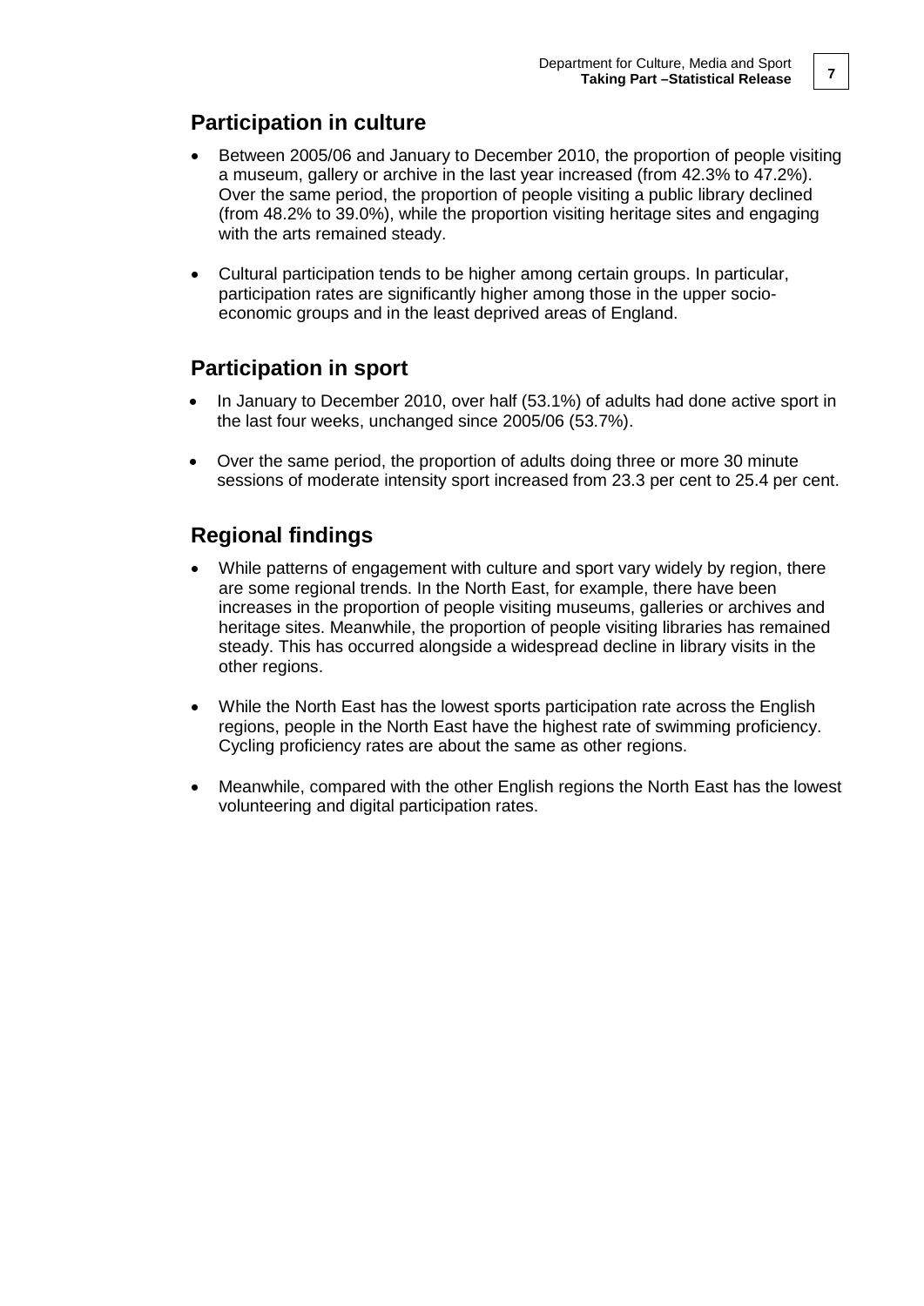## Participation in culture

- Between 2005/06 and January to December 2010, the proportion of people visiting a museum, gallery or archive in the last year increased (from 42.3% to 47.2%). Over the same period, the proportion of people visiting a public library declined (from 48.2% to 39.0%), while the proportion visiting heritage sites and engaging with the arts remained steady.
- Cultural participation tends to be higher among certain groups. In particular, participation rates are significantly higher among those in the upper socio-economic groups and in the least deprived areas of England.

## Participation in sport

- In January to December 2010, over half (53.1%) of adults had done active sport in the last four weeks, unchanged since 2005/06 (53.7%).
- Over the same period, the proportion of adults doing three or more 30 minute sessions of moderate intensity sport increased from 23.3 per cent to 25.4 per cent.

## Regional findings

- While patterns of engagement with culture and sport vary widely by region, there are some regional trends. In the North East, for example, there have been increases in the proportion of people visiting museums, galleries or archives and heritage sites. Meanwhile, the proportion of people visiting libraries has remained steady. This has occurred alongside a widespread decline in library visits in the other regions.
- While the North East has the lowest sports participation rate across the English regions, people in the North East have the highest rate of swimming proficiency. Cycling proficiency rates are about the same as other regions.
- Meanwhile, compared with the other English regions the North East has the lowest volunteering and digital participation rates.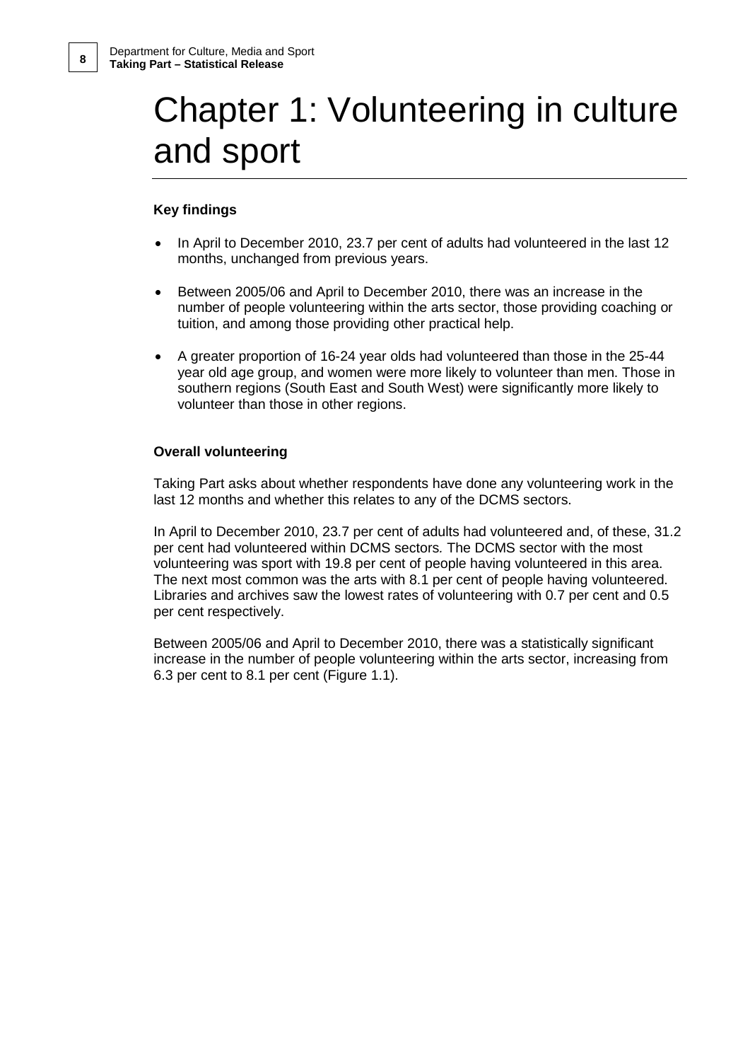# Chapter 1: Volunteering in culture and sport

**Key findings**

- In April to December 2010, 23.7 per cent of adults had volunteered in the last 12 months, unchanged from previous years.
- Between 2005/06 and April to December 2010, there was an increase in the number of people volunteering within the arts sector, those providing coaching or tuition, and among those providing other practical help.
- A greater proportion of 16-24 year olds had volunteered than those in the 25-44 year old age group, and women were more likely to volunteer than men. Those in southern regions (South East and South West) were significantly more likely to volunteer than those in other regions.

**Overall volunteering**

Taking Part asks about whether respondents have done any volunteering work in the last 12 months and whether this relates to any of the DCMS sectors.

In April to December 2010, 23.7 per cent of adults had volunteered and, of these, 31.2 per cent had volunteered within DCMS sectors*.* The DCMS sector with the most volunteering was sport with 19.8 per cent of people having volunteered in this area. The next most common was the arts with 8.1 per cent of people having volunteered. Libraries and archives saw the lowest rates of volunteering with 0.7 per cent and 0.5 per cent respectively.

Between 2005/06 and April to December 2010, there was a statistically significant increase in the number of people volunteering within the arts sector, increasing from 6.3 per cent to 8.1 per cent (Figure 1.1).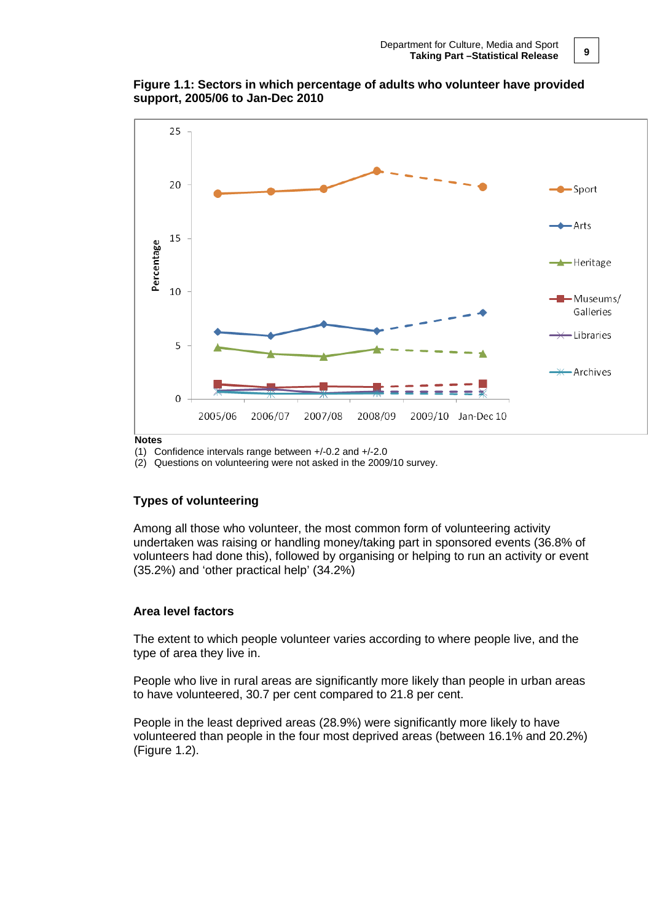**Figure 1.1: Sectors in which percentage of adults who volunteer have provided support, 2005/06 to Jan-Dec 2010**

**Notes**
(1) Confidence intervals range between +/-0.2 and +/-2.0
(2) Questions on volunteering were not asked in the 2009/10 survey.

### Types of volunteering

Among all those who volunteer, the most common form of volunteering activity undertaken was raising or handling money/taking part in sponsored events (36.8% of volunteers had done this), followed by organising or helping to run an activity or event (35.2%) and 'other practical help' (34.2%)

### Area level factors

The extent to which people volunteer varies according to where people live, and the type of area they live in.

People who live in rural areas are significantly more likely than people in urban areas to have volunteered, 30.7 per cent compared to 21.8 per cent.

People in the least deprived areas (28.9%) were significantly more likely to have volunteered than people in the four most deprived areas (between 16.1% and 20.2%) (Figure 1.2).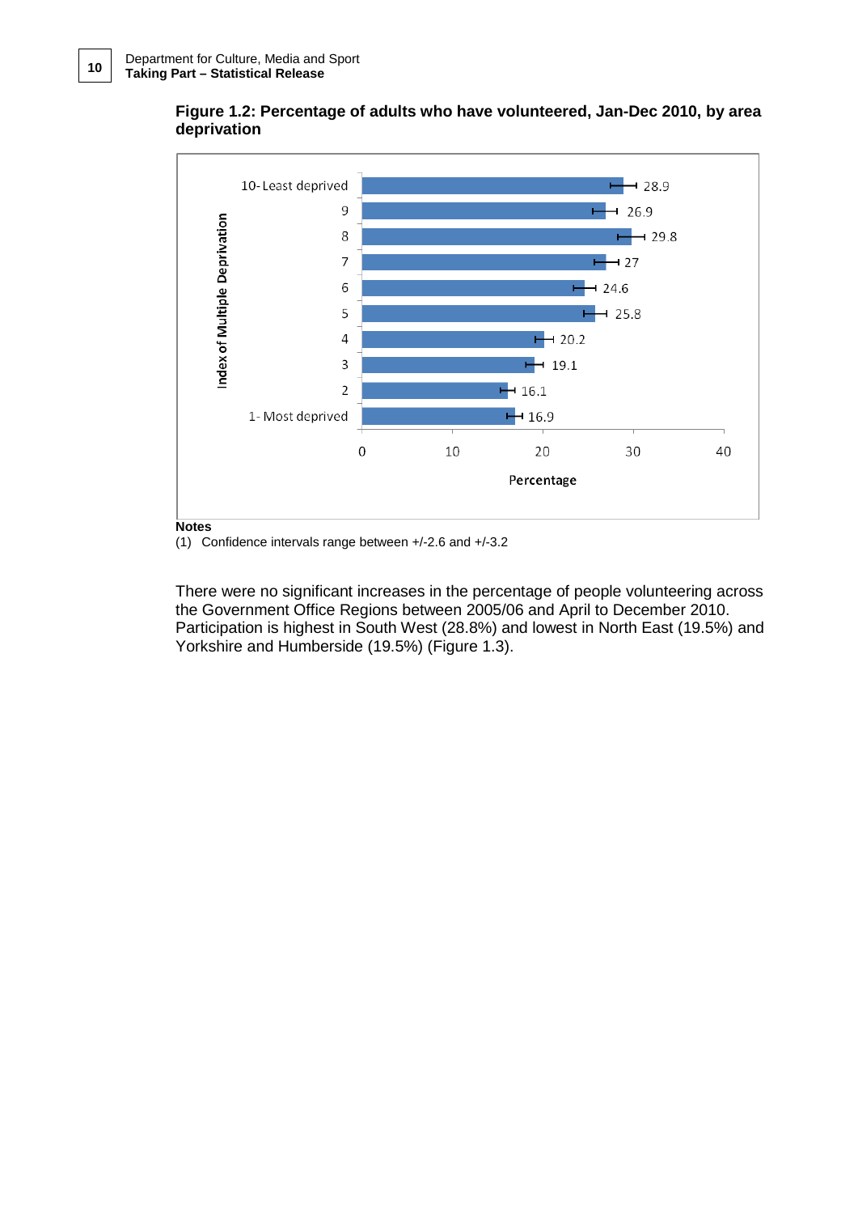**Figure 1.2: Percentage of adults who have volunteered, Jan-Dec 2010, by area deprivation**

| Index of Multiple Deprivation | Percentage |
| --- | --- |
| 10- Least deprived | 28.9 |
| 9 | 26.9 |
| 8 | 29.8 |
| 7 | 27 |
| 6 | 24.6 |
| 5 | 25.8 |
| 4 | 20.2 |
| 3 | 19.1 |
| 2 | 16.1 |
| 1- Most deprived | 16.9 |

**Notes**

(1) Confidence intervals range between +/-2.6 and +/-3.2

There were no significant increases in the percentage of people volunteering across the Government Office Regions between 2005/06 and April to December 2010. Participation is highest in South West (28.8%) and lowest in North East (19.5%) and Yorkshire and Humberside (19.5%) (Figure 1.3).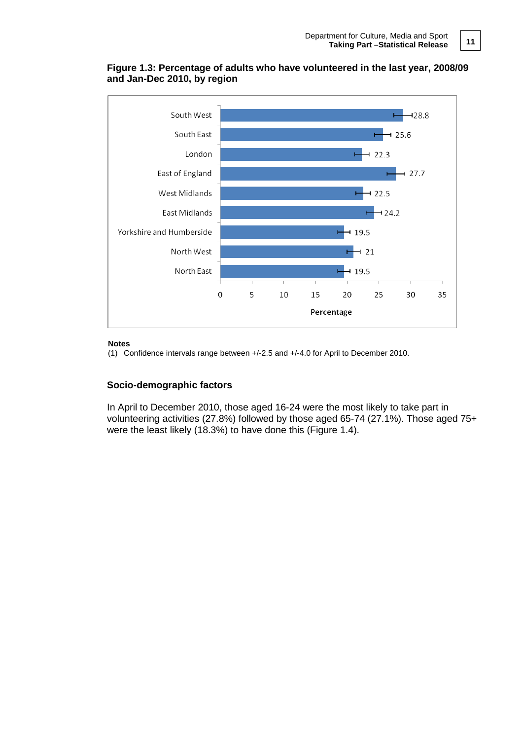**Figure 1.3: Percentage of adults who have volunteered in the last year, 2008/09 and Jan-Dec 2010, by region**

| Region | Percentage |
|---|---|
| South West | 28.8 |
| South East | 25.6 |
| London | 22.3 |
| East of England | 27.7 |
| West Midlands | 22.5 |
| East Midlands | 24.2 |
| Yorkshire and Humberside | 19.5 |
| North West | 21 |
| North East | 19.5 |

**Notes**

(1) Confidence intervals range between +/-2.5 and +/-4.0 for April to December 2010.

### Socio-demographic factors

In April to December 2010, those aged 16-24 were the most likely to take part in volunteering activities (27.8%) followed by those aged 65-74 (27.1%). Those aged 75+ were the least likely (18.3%) to have done this (Figure 1.4).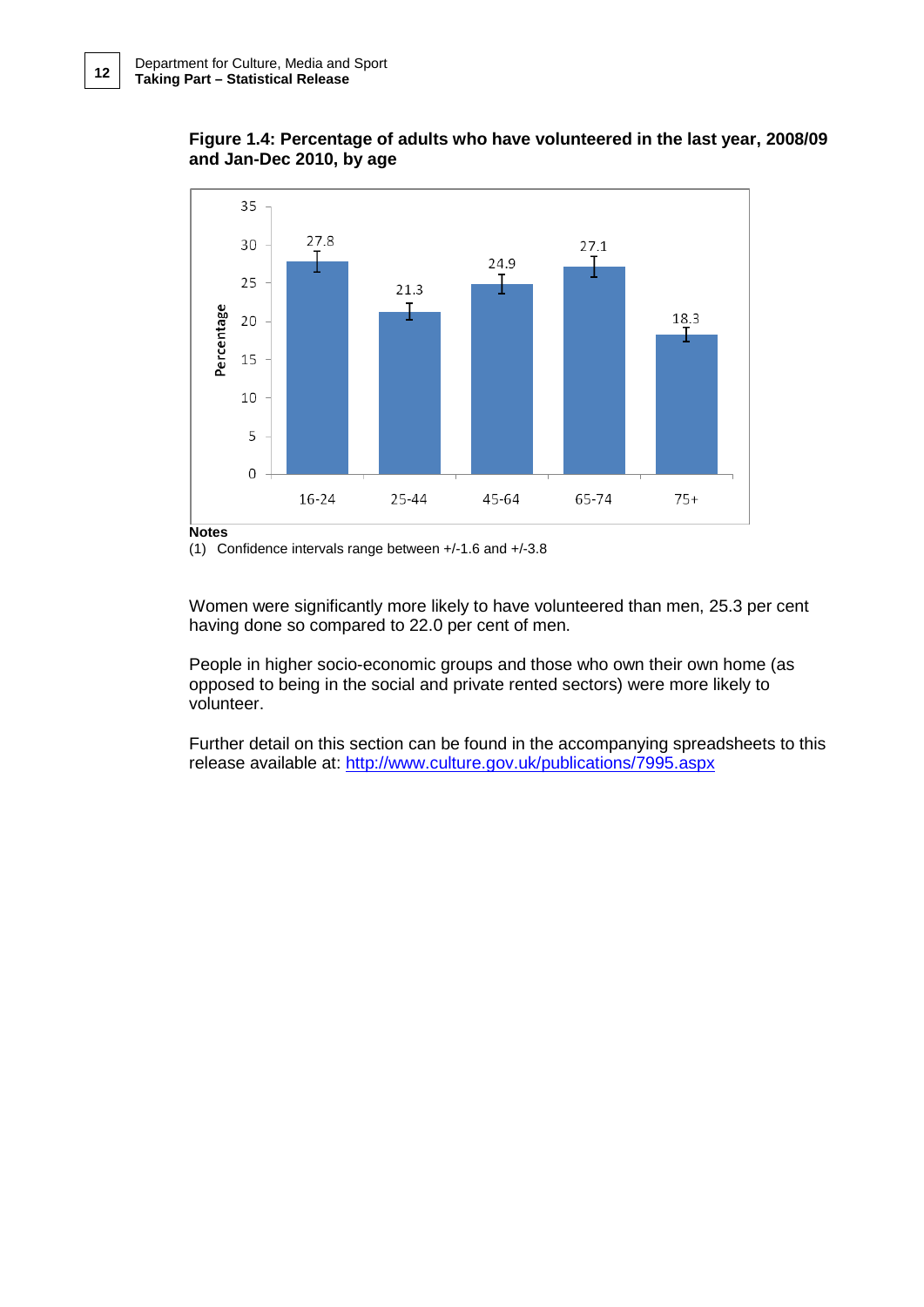**Figure 1.4: Percentage of adults who have volunteered in the last year, 2008/09 and Jan-Dec 2010, by age**

| Age | Percentage |
|---|---|
| 16-24 | 27.8 |
| 25-44 | 21.3 |
| 45-64 | 24.9 |
| 65-74 | 27.1 |
| 75+ | 18.3 |

**Notes**

(1) Confidence intervals range between +/-1.6 and +/-3.8

Women were significantly more likely to have volunteered than men, 25.3 per cent having done so compared to 22.0 per cent of men.

People in higher socio-economic groups and those who own their own home (as opposed to being in the social and private rented sectors) were more likely to volunteer.

Further detail on this section can be found in the accompanying spreadsheets to this release available at: http://www.culture.gov.uk/publications/7995.aspx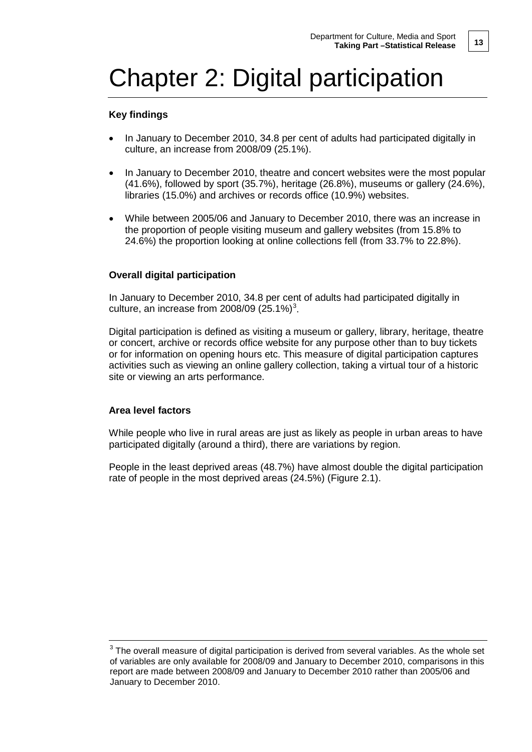# Chapter 2: Digital participation

**Key findings**

- In January to December 2010, 34.8 per cent of adults had participated digitally in culture, an increase from 2008/09 (25.1%).
- In January to December 2010, theatre and concert websites were the most popular (41.6%), followed by sport (35.7%), heritage (26.8%), museums or gallery (24.6%), libraries (15.0%) and archives or records office (10.9%) websites.
- While between 2005/06 and January to December 2010, there was an increase in the proportion of people visiting museum and gallery websites (from 15.8% to 24.6%) the proportion looking at online collections fell (from 33.7% to 22.8%).

**Overall digital participation**

In January to December 2010, 34.8 per cent of adults had participated digitally in culture, an increase from 2008/09 (25.1%)[3].

Digital participation is defined as visiting a museum or gallery, library, heritage, theatre or concert, archive or records office website for any purpose other than to buy tickets or for information on opening hours etc. This measure of digital participation captures activities such as viewing an online gallery collection, taking a virtual tour of a historic site or viewing an arts performance.

**Area level factors**

While people who live in rural areas are just as likely as people in urban areas to have participated digitally (around a third), there are variations by region.

People in the least deprived areas (48.7%) have almost double the digital participation rate of people in the most deprived areas (24.5%) (Figure 2.1).

---

[3] The overall measure of digital participation is derived from several variables. As the whole set of variables are only available for 2008/09 and January to December 2010, comparisons in this report are made between 2008/09 and January to December 2010 rather than 2005/06 and January to December 2010.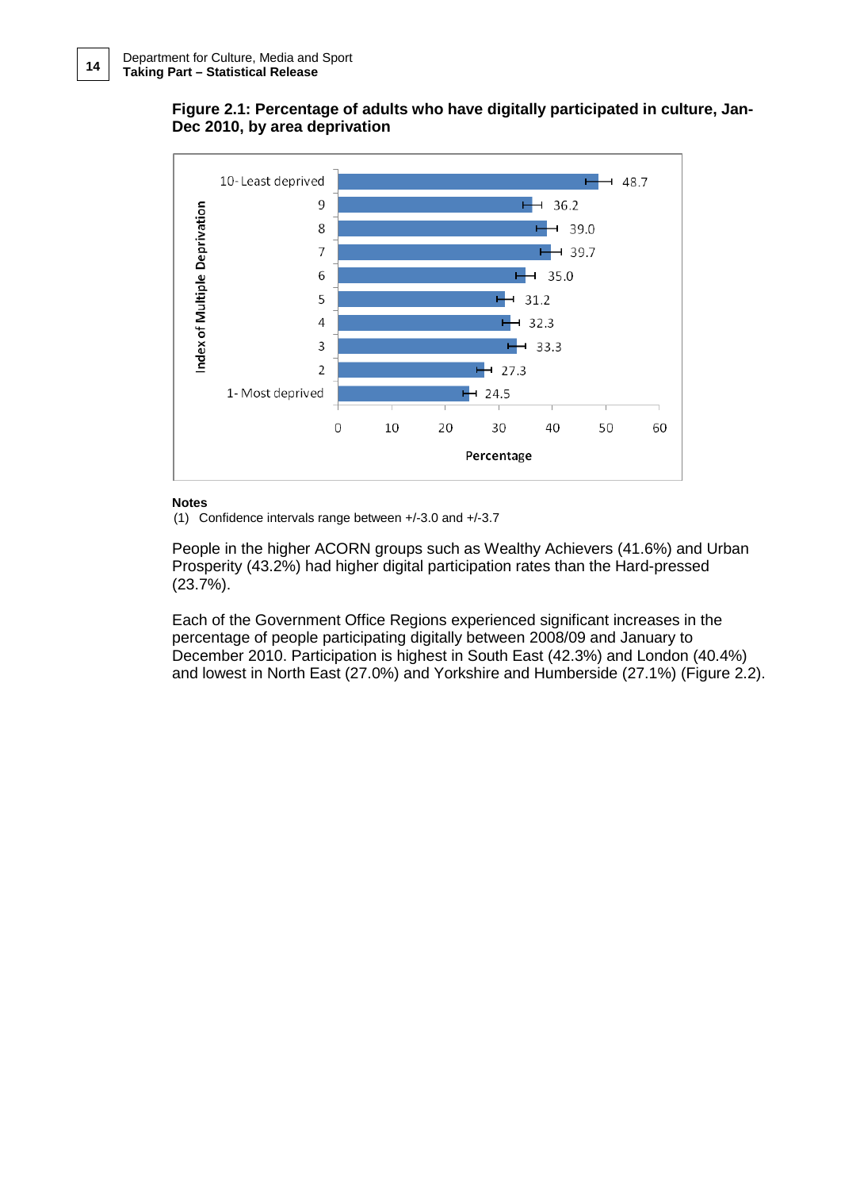**Figure 2.1: Percentage of adults who have digitally participated in culture, Jan-Dec 2010, by area deprivation**

| Index of Multiple Deprivation | Percentage |
|---|---|
| 10- Least deprived | 48.7 |
| 9 | 36.2 |
| 8 | 39.0 |
| 7 | 39.7 |
| 6 | 35.0 |
| 5 | 31.2 |
| 4 | 32.3 |
| 3 | 33.3 |
| 2 | 27.3 |
| 1- Most deprived | 24.5 |

**Notes**

(1) Confidence intervals range between +/-3.0 and +/-3.7

People in the higher ACORN groups such as Wealthy Achievers (41.6%) and Urban Prosperity (43.2%) had higher digital participation rates than the Hard-pressed (23.7%).

Each of the Government Office Regions experienced significant increases in the percentage of people participating digitally between 2008/09 and January to December 2010. Participation is highest in South East (42.3%) and London (40.4%) and lowest in North East (27.0%) and Yorkshire and Humberside (27.1%) (Figure 2.2).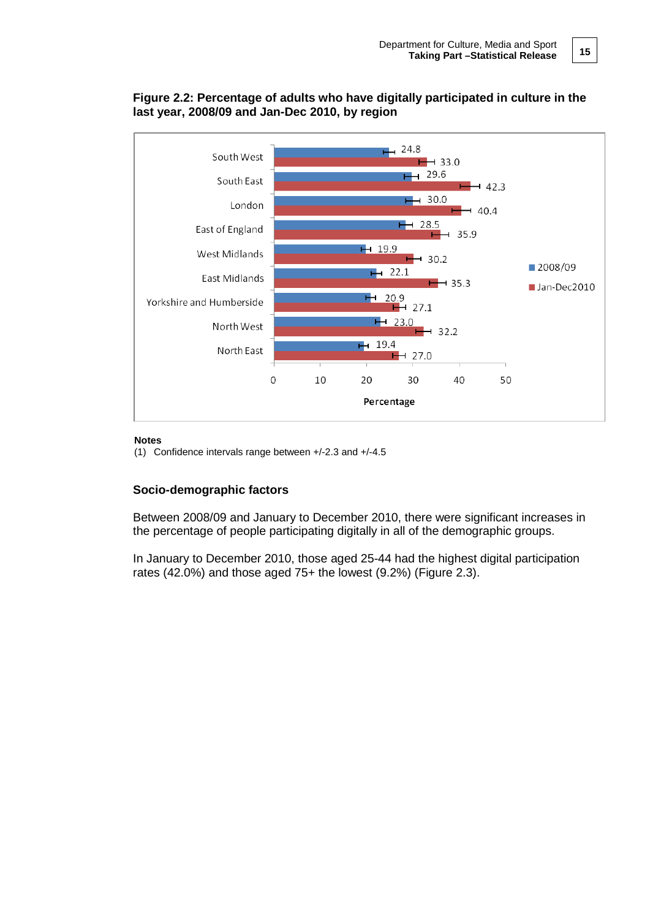**Figure 2.2: Percentage of adults who have digitally participated in culture in the last year, 2008/09 and Jan-Dec 2010, by region**

| Region | 2008/09 | Jan-Dec2010 |
| --- | --- | --- |
| South West | 24.8 | 33.0 |
| South East | 29.6 | 42.3 |
| London | 30.0 | 40.4 |
| East of England | 28.5 | 35.9 |
| West Midlands | 19.9 | 30.2 |
| East Midlands | 22.1 | 35.3 |
| Yorkshire and Humberside | 20.9 | 27.1 |
| North West | 23.0 | 32.2 |
| North East | 19.4 | 27.0 |

**Notes**

(1) Confidence intervals range between +/-2.3 and +/-4.5

### Socio-demographic factors

Between 2008/09 and January to December 2010, there were significant increases in the percentage of people participating digitally in all of the demographic groups.

In January to December 2010, those aged 25-44 had the highest digital participation rates (42.0%) and those aged 75+ the lowest (9.2%) (Figure 2.3).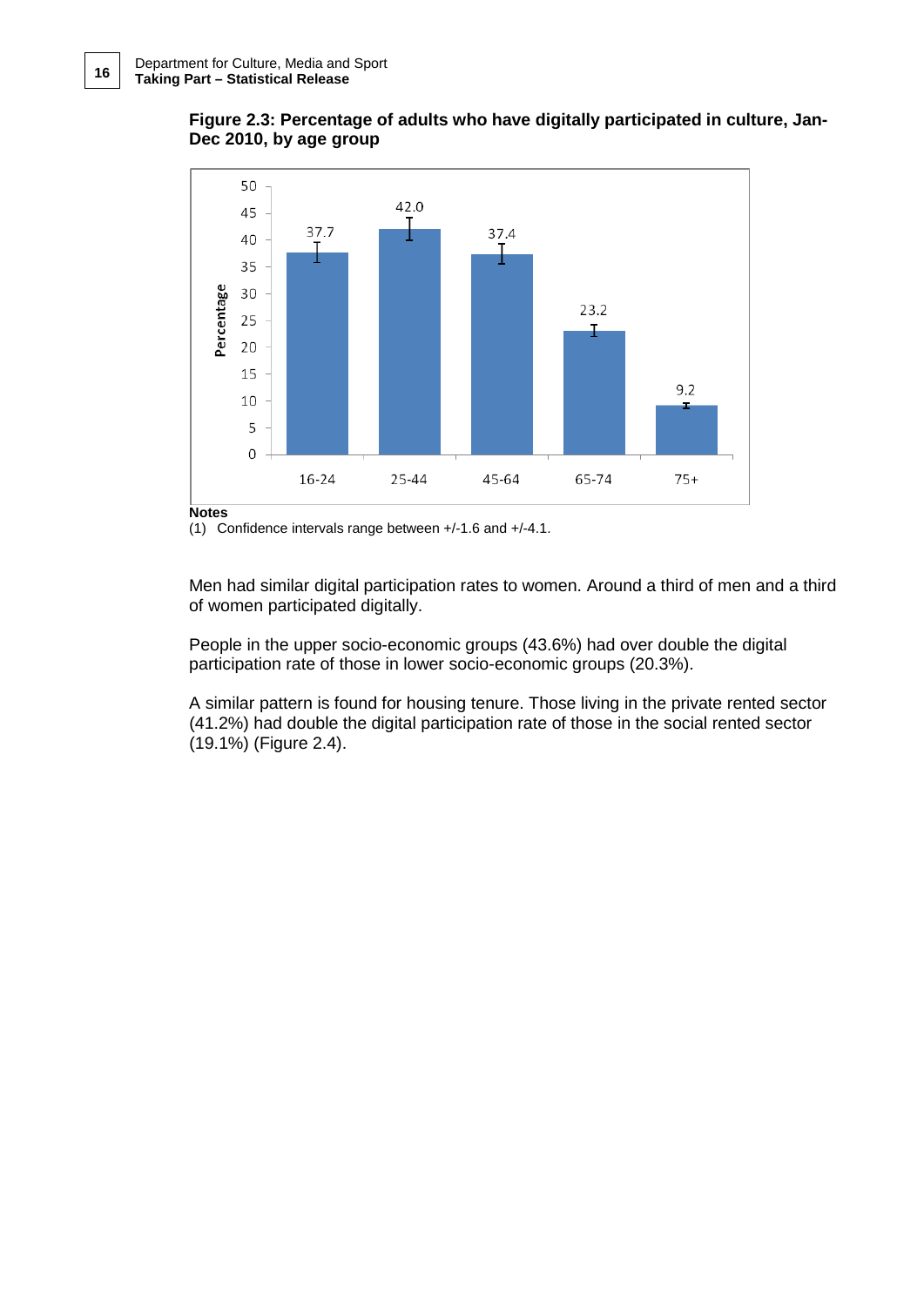**Figure 2.3: Percentage of adults who have digitally participated in culture, Jan-Dec 2010, by age group**

**Notes**

(1) Confidence intervals range between +/-1.6 and +/-4.1.

Men had similar digital participation rates to women. Around a third of men and a third of women participated digitally.

People in the upper socio-economic groups (43.6%) had over double the digital participation rate of those in lower socio-economic groups (20.3%).

A similar pattern is found for housing tenure. Those living in the private rented sector (41.2%) had double the digital participation rate of those in the social rented sector (19.1%) (Figure 2.4).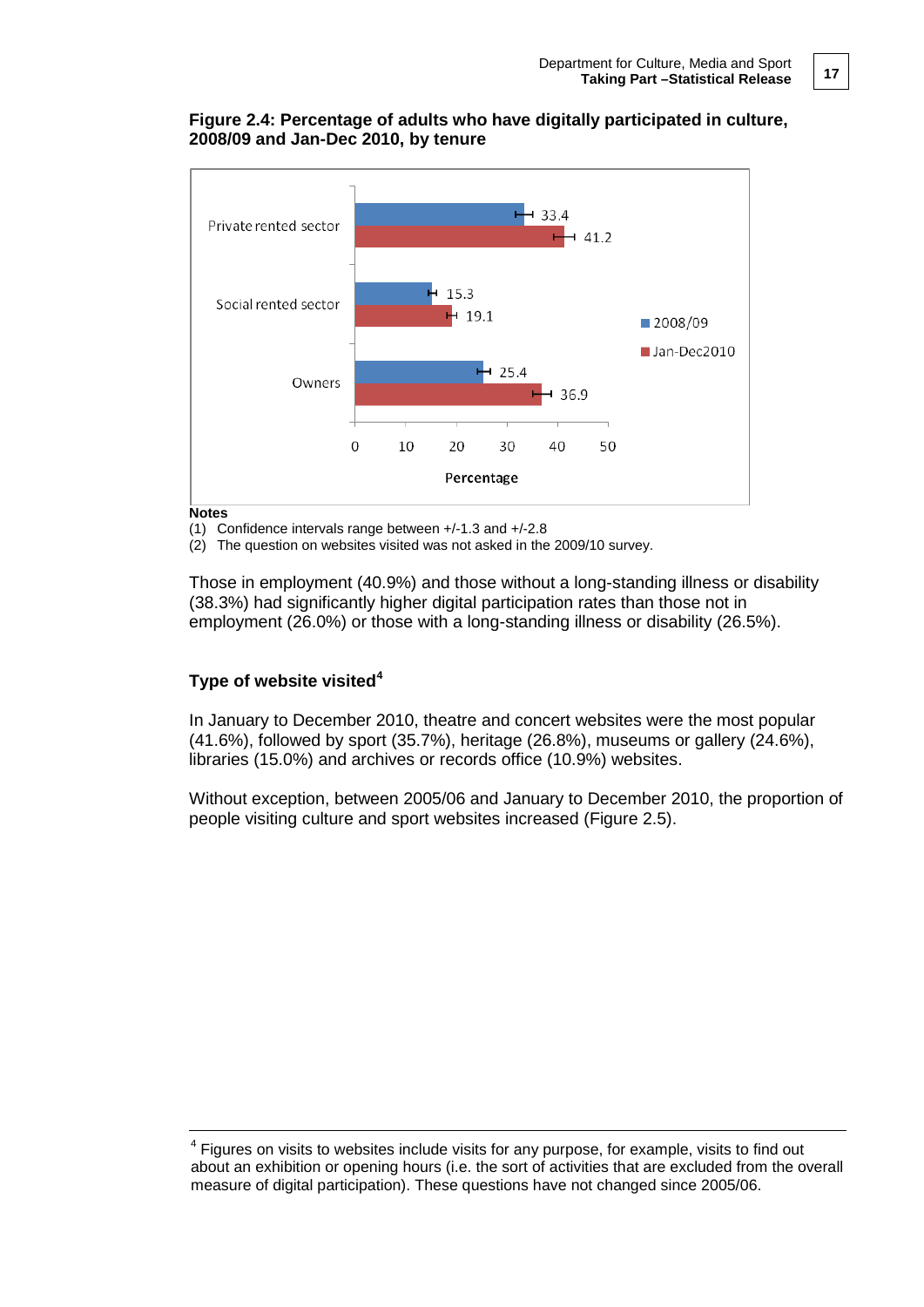**Figure 2.4: Percentage of adults who have digitally participated in culture, 2008/09 and Jan-Dec 2010, by tenure**

| Tenure | 2008/09 | Jan-Dec2010 |
|---|---|---|
| Private rented sector | 33.4 | 41.2 |
| Social rented sector | 15.3 | 19.1 |
| Owners | 25.4 | 36.9 |

**Notes**

(1) Confidence intervals range between +/-1.3 and +/-2.8

(2) The question on websites visited was not asked in the 2009/10 survey.

Those in employment (40.9%) and those without a long-standing illness or disability (38.3%) had significantly higher digital participation rates than those not in employment (26.0%) or those with a long-standing illness or disability (26.5%).

### Type of website visited[4]

In January to December 2010, theatre and concert websites were the most popular (41.6%), followed by sport (35.7%), heritage (26.8%), museums or gallery (24.6%), libraries (15.0%) and archives or records office (10.9%) websites.

Without exception, between 2005/06 and January to December 2010, the proportion of people visiting culture and sport websites increased (Figure 2.5).

[4] Figures on visits to websites include visits for any purpose, for example, visits to find out about an exhibition or opening hours (i.e. the sort of activities that are excluded from the overall measure of digital participation). These questions have not changed since 2005/06.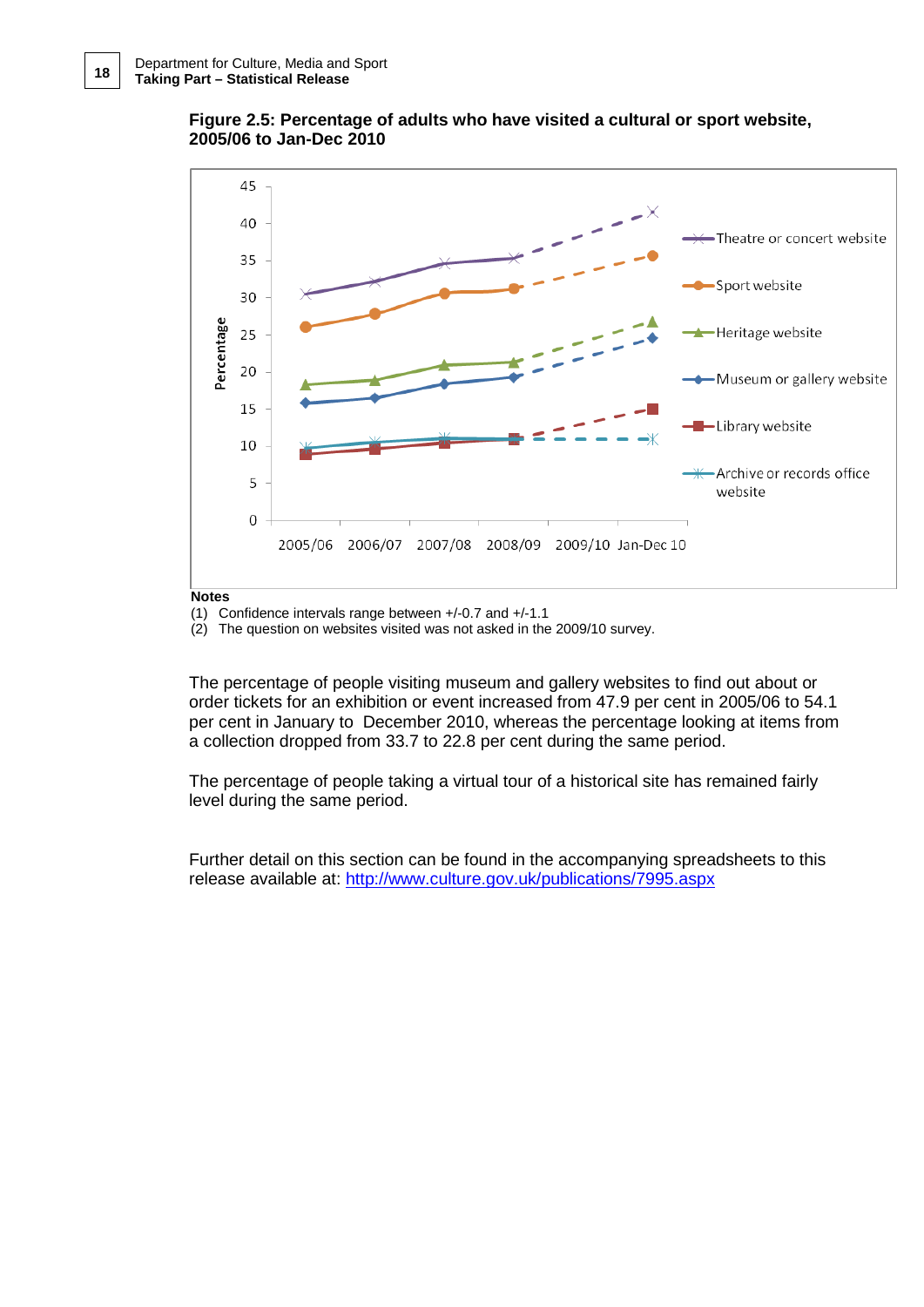**Figure 2.5: Percentage of adults who have visited a cultural or sport website, 2005/06 to Jan-Dec 2010**

**Notes**
(1) Confidence intervals range between +/-0.7 and +/-1.1
(2) The question on websites visited was not asked in the 2009/10 survey.

The percentage of people visiting museum and gallery websites to find out about or order tickets for an exhibition or event increased from 47.9 per cent in 2005/06 to 54.1 per cent in January to December 2010, whereas the percentage looking at items from a collection dropped from 33.7 to 22.8 per cent during the same period.

The percentage of people taking a virtual tour of a historical site has remained fairly level during the same period.

Further detail on this section can be found in the accompanying spreadsheets to this release available at: http://www.culture.gov.uk/publications/7995.aspx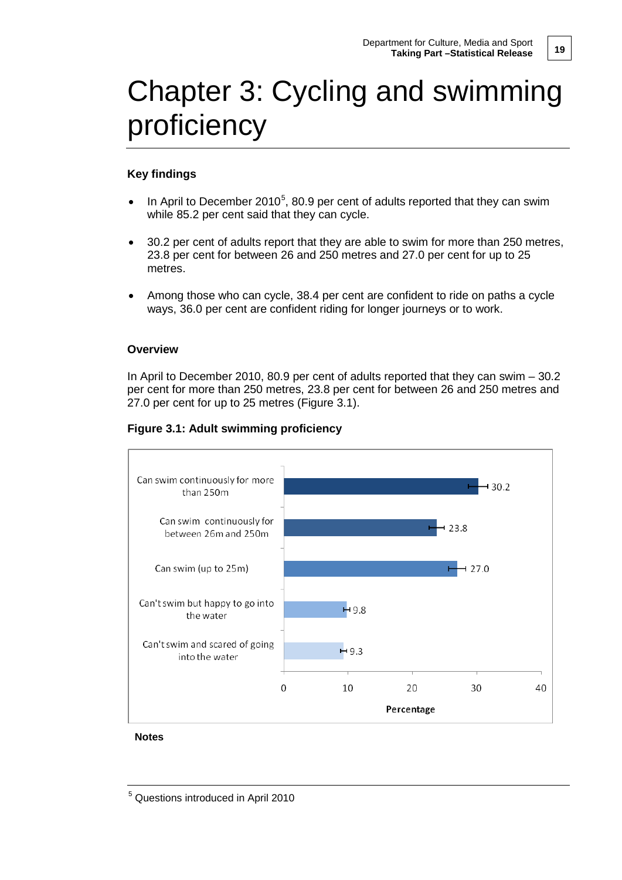# Chapter 3: Cycling and swimming proficiency

**Key findings**

- In April to December 2010[5], 80.9 per cent of adults reported that they can swim while 85.2 per cent said that they can cycle.
- 30.2 per cent of adults report that they are able to swim for more than 250 metres, 23.8 per cent for between 26 and 250 metres and 27.0 per cent for up to 25 metres.
- Among those who can cycle, 38.4 per cent are confident to ride on paths a cycle ways, 36.0 per cent are confident riding for longer journeys or to work.

**Overview**

In April to December 2010, 80.9 per cent of adults reported that they can swim – 30.2 per cent for more than 250 metres, 23.8 per cent for between 26 and 250 metres and 27.0 per cent for up to 25 metres (Figure 3.1).

**Figure 3.1: Adult swimming proficiency**

| Category | Percentage |
| --- | --- |
| Can swim continuously for more than 250m | 30.2 |
| Can swim continuously for between 26m and 250m | 23.8 |
| Can swim (up to 25m) | 27.0 |
| Can't swim but happy to go into the water | 9.8 |
| Can't swim and scared of going into the water | 9.3 |

**Notes**

[5] Questions introduced in April 2010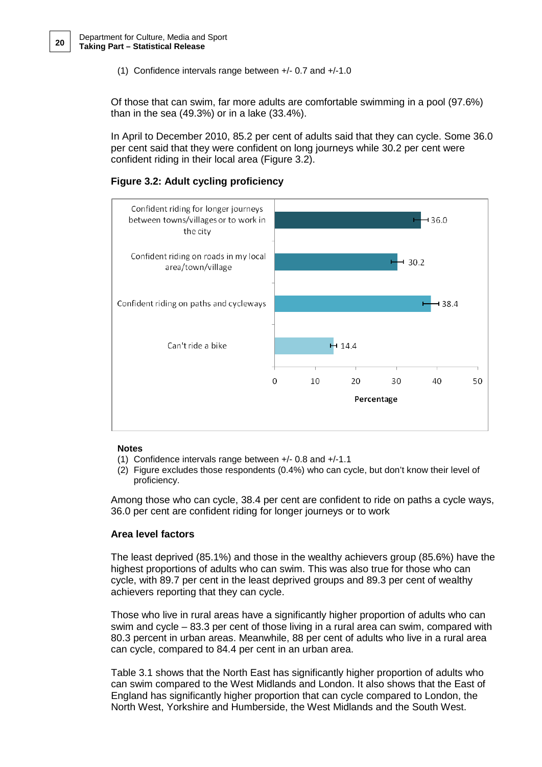(1) Confidence intervals range between +/- 0.7 and +/-1.0

Of those that can swim, far more adults are comfortable swimming in a pool (97.6%) than in the sea (49.3%) or in a lake (33.4%).

In April to December 2010, 85.2 per cent of adults said that they can cycle. Some 36.0 per cent said that they were confident on long journeys while 30.2 per cent were confident riding in their local area (Figure 3.2).

**Figure 3.2: Adult cycling proficiency**

| | Percentage |
|---|---|
| Confident riding for longer journeys between towns/villages or to work in the city | 36.0 |
| Confident riding on roads in my local area/town/village | 30.2 |
| Confident riding on paths and cycleways | 38.4 |
| Can't ride a bike | 14.4 |

**Notes**

(1) Confidence intervals range between +/- 0.8 and +/-1.1

(2) Figure excludes those respondents (0.4%) who can cycle, but don't know their level of proficiency.

Among those who can cycle, 38.4 per cent are confident to ride on paths a cycle ways, 36.0 per cent are confident riding for longer journeys or to work

**Area level factors**

The least deprived (85.1%) and those in the wealthy achievers group (85.6%) have the highest proportions of adults who can swim. This was also true for those who can cycle, with 89.7 per cent in the least deprived groups and 89.3 per cent of wealthy achievers reporting that they can cycle.

Those who live in rural areas have a significantly higher proportion of adults who can swim and cycle – 83.3 per cent of those living in a rural area can swim, compared with 80.3 percent in urban areas. Meanwhile, 88 per cent of adults who live in a rural area can cycle, compared to 84.4 per cent in an urban area.

Table 3.1 shows that the North East has significantly higher proportion of adults who can swim compared to the West Midlands and London. It also shows that the East of England has significantly higher proportion that can cycle compared to London, the North West, Yorkshire and Humberside, the West Midlands and the South West.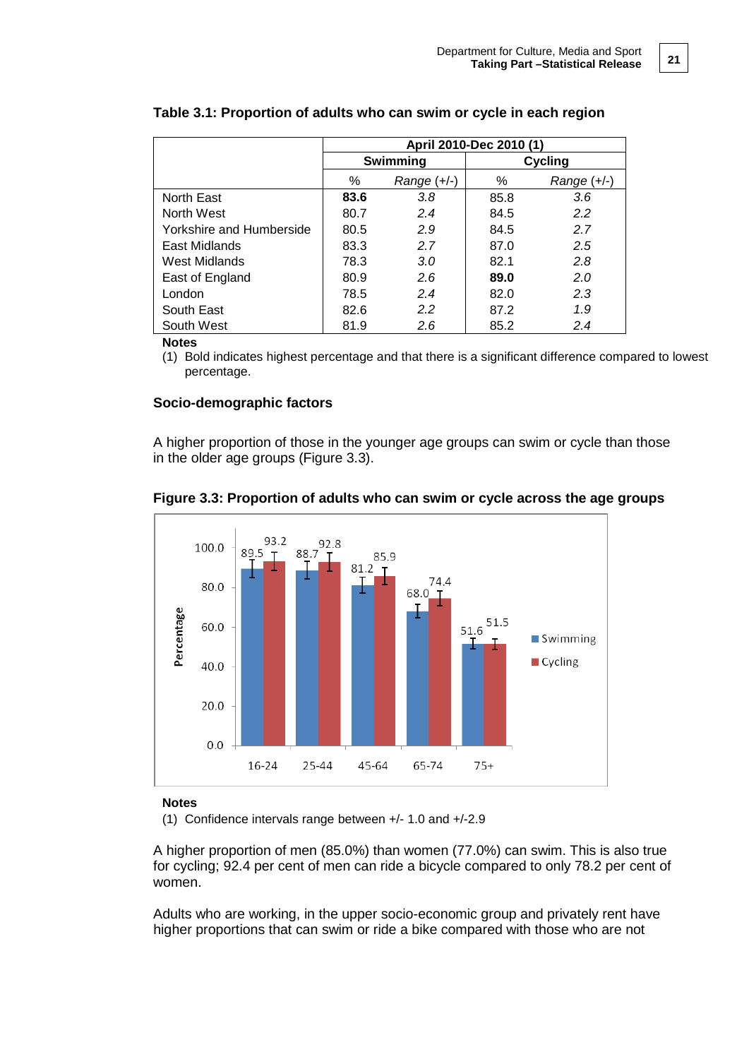**Table 3.1: Proportion of adults who can swim or cycle in each region**

| | April 2010-Dec 2010 (1) | | | |
|---|---|---|---|---|
| | Swimming | | Cycling | |
| | % | *Range (+/-)* | % | *Range (+/-)* |
| North East | **83.6** | *3.8* | 85.8 | *3.6* |
| North West | 80.7 | *2.4* | 84.5 | *2.2* |
| Yorkshire and Humberside | 80.5 | *2.9* | 84.5 | *2.7* |
| East Midlands | 83.3 | *2.7* | 87.0 | *2.5* |
| West Midlands | 78.3 | *3.0* | 82.1 | *2.8* |
| East of England | 80.9 | *2.6* | **89.0** | *2.0* |
| London | 78.5 | *2.4* | 82.0 | *2.3* |
| South East | 82.6 | *2.2* | 87.2 | *1.9* |
| South West | 81.9 | *2.6* | 85.2 | *2.4* |

**Notes**

(1) Bold indicates highest percentage and that there is a significant difference compared to lowest percentage.

### Socio-demographic factors

A higher proportion of those in the younger age groups can swim or cycle than those in the older age groups (Figure 3.3).

**Figure 3.3: Proportion of adults who can swim or cycle across the age groups**

| Age group | Swimming | Cycling |
|---|---|---|
| 16-24 | 89.5 | 93.2 |
| 25-44 | 88.7 | 92.8 |
| 45-64 | 81.2 | 85.9 |
| 65-74 | 68.0 | 74.4 |
| 75+ | 51.6 | 51.5 |

**Notes**

(1) Confidence intervals range between +/- 1.0 and +/-2.9

A higher proportion of men (85.0%) than women (77.0%) can swim. This is also true for cycling; 92.4 per cent of men can ride a bicycle compared to only 78.2 per cent of women.

Adults who are working, in the upper socio-economic group and privately rent have higher proportions that can swim or ride a bike compared with those who are not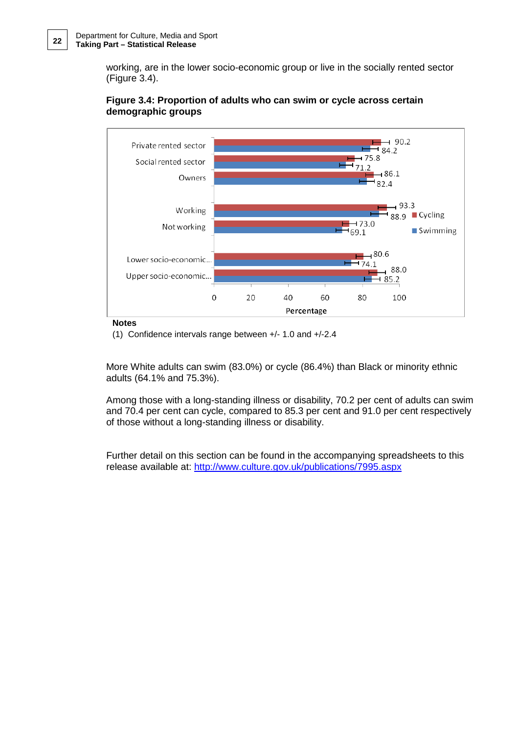working, are in the lower socio-economic group or live in the socially rented sector (Figure 3.4).

**Figure 3.4: Proportion of adults who can swim or cycle across certain demographic groups**

| | Cycling | Swimming |
|---|---|---|
| Private rented sector | 90.2 | 84.2 |
| Social rented sector | 75.8 | 71.2 |
| Owners | 86.1 | 82.4 |
| Working | 93.3 | 88.9 |
| Not working | 73.0 | 69.1 |
| Lower socio-economic... | 80.6 | 74.1 |
| Upper socio-economic... | 88.0 | 85.2 |

Percentage

**Notes**

(1) Confidence intervals range between +/- 1.0 and +/-2.4

More White adults can swim (83.0%) or cycle (86.4%) than Black or minority ethnic adults (64.1% and 75.3%).

Among those with a long-standing illness or disability, 70.2 per cent of adults can swim and 70.4 per cent can cycle, compared to 85.3 per cent and 91.0 per cent respectively of those without a long-standing illness or disability.

Further detail on this section can be found in the accompanying spreadsheets to this release available at: http://www.culture.gov.uk/publications/7995.aspx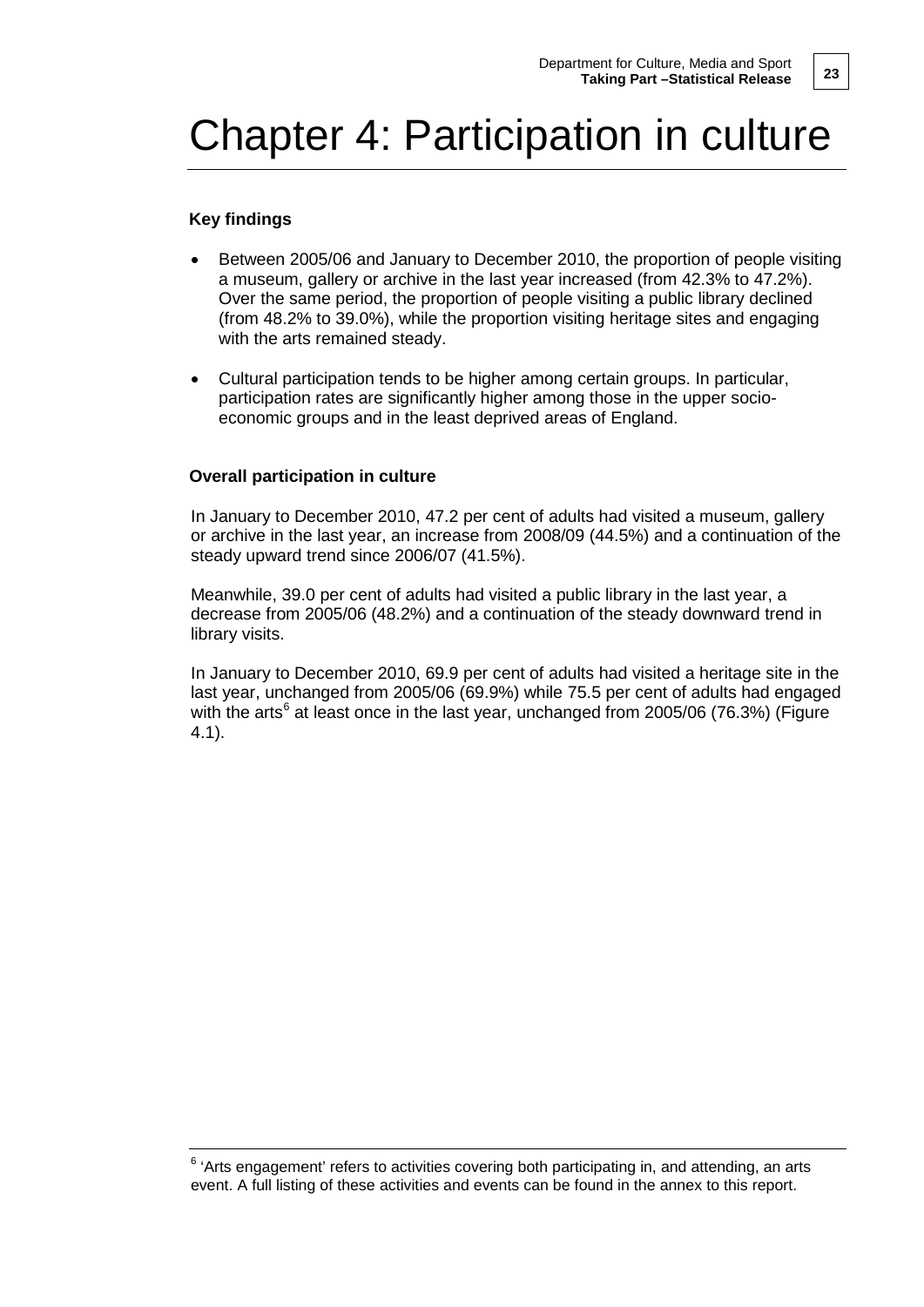# Chapter 4: Participation in culture

**Key findings**

- Between 2005/06 and January to December 2010, the proportion of people visiting a museum, gallery or archive in the last year increased (from 42.3% to 47.2%). Over the same period, the proportion of people visiting a public library declined (from 48.2% to 39.0%), while the proportion visiting heritage sites and engaging with the arts remained steady.
- Cultural participation tends to be higher among certain groups. In particular, participation rates are significantly higher among those in the upper socio-economic groups and in the least deprived areas of England.

**Overall participation in culture**

In January to December 2010, 47.2 per cent of adults had visited a museum, gallery or archive in the last year, an increase from 2008/09 (44.5%) and a continuation of the steady upward trend since 2006/07 (41.5%).

Meanwhile, 39.0 per cent of adults had visited a public library in the last year, a decrease from 2005/06 (48.2%) and a continuation of the steady downward trend in library visits.

In January to December 2010, 69.9 per cent of adults had visited a heritage site in the last year, unchanged from 2005/06 (69.9%) while 75.5 per cent of adults had engaged with the arts[6] at least once in the last year, unchanged from 2005/06 (76.3%) (Figure 4.1).

[6] 'Arts engagement' refers to activities covering both participating in, and attending, an arts event. A full listing of these activities and events can be found in the annex to this report.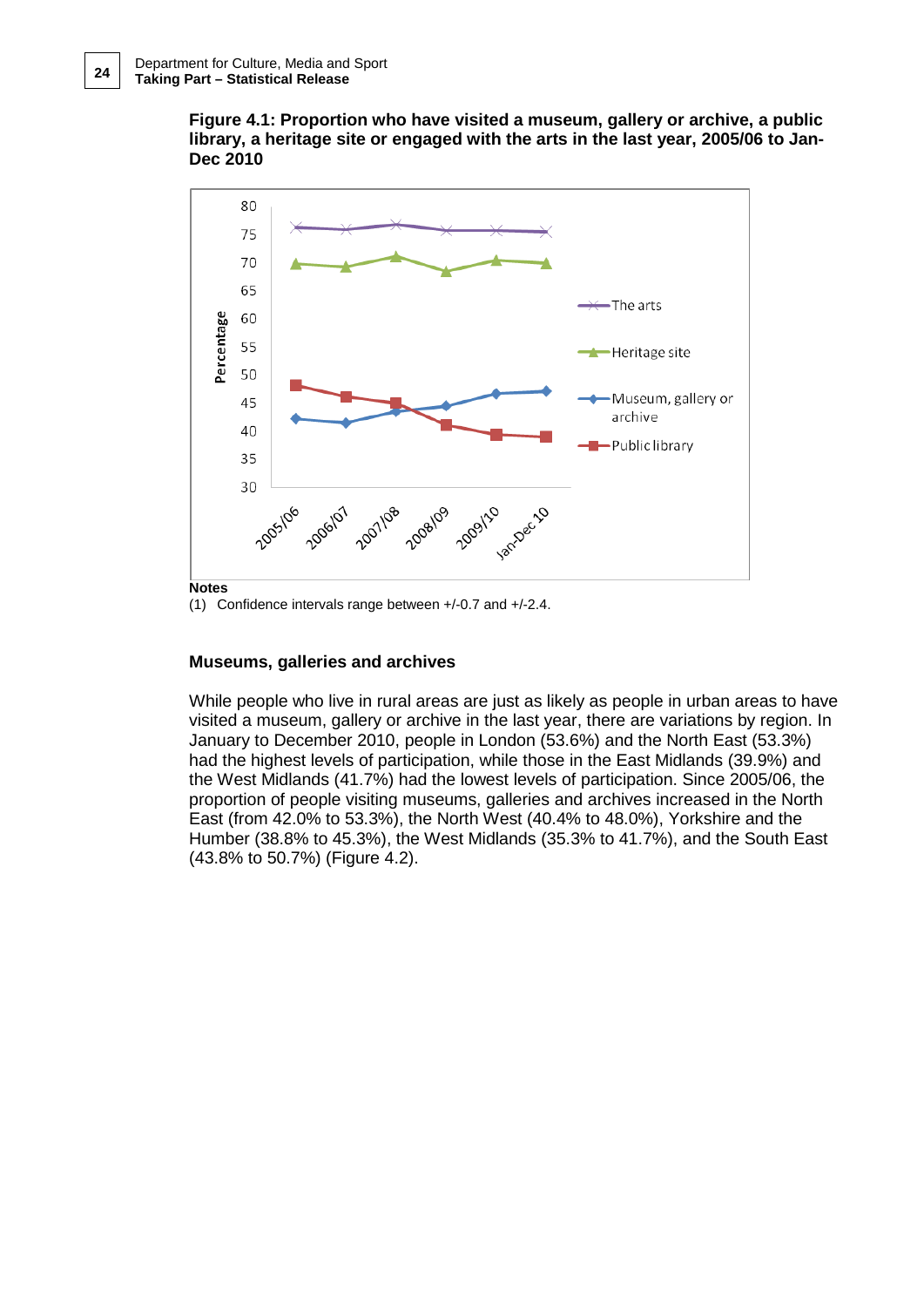**Figure 4.1: Proportion who have visited a museum, gallery or archive, a public library, a heritage site or engaged with the arts in the last year, 2005/06 to Jan-Dec 2010**

**Notes**

(1) Confidence intervals range between +/-0.7 and +/-2.4.

### Museums, galleries and archives

While people who live in rural areas are just as likely as people in urban areas to have visited a museum, gallery or archive in the last year, there are variations by region. In January to December 2010, people in London (53.6%) and the North East (53.3%) had the highest levels of participation, while those in the East Midlands (39.9%) and the West Midlands (41.7%) had the lowest levels of participation. Since 2005/06, the proportion of people visiting museums, galleries and archives increased in the North East (from 42.0% to 53.3%), the North West (40.4% to 48.0%), Yorkshire and the Humber (38.8% to 45.3%), the West Midlands (35.3% to 41.7%), and the South East (43.8% to 50.7%) (Figure 4.2).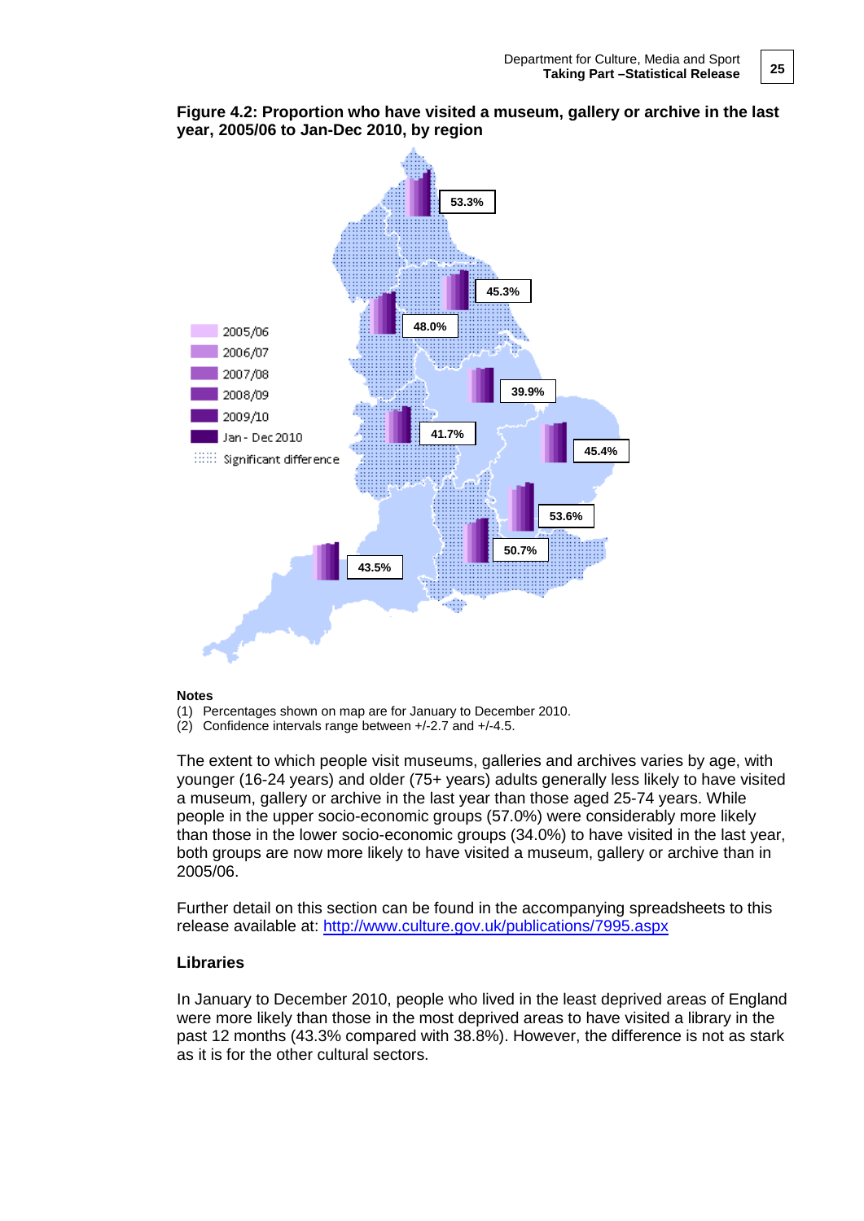**Figure 4.2: Proportion who have visited a museum, gallery or archive in the last year, 2005/06 to Jan-Dec 2010, by region**

**Notes**

(1) Percentages shown on map are for January to December 2010.
(2) Confidence intervals range between +/-2.7 and +/-4.5.

The extent to which people visit museums, galleries and archives varies by age, with younger (16-24 years) and older (75+ years) adults generally less likely to have visited a museum, gallery or archive in the last year than those aged 25-74 years. While people in the upper socio-economic groups (57.0%) were considerably more likely than those in the lower socio-economic groups (34.0%) to have visited in the last year, both groups are now more likely to have visited a museum, gallery or archive than in 2005/06.

Further detail on this section can be found in the accompanying spreadsheets to this release available at: http://www.culture.gov.uk/publications/7995.aspx

### Libraries

In January to December 2010, people who lived in the least deprived areas of England were more likely than those in the most deprived areas to have visited a library in the past 12 months (43.3% compared with 38.8%). However, the difference is not as stark as it is for the other cultural sectors.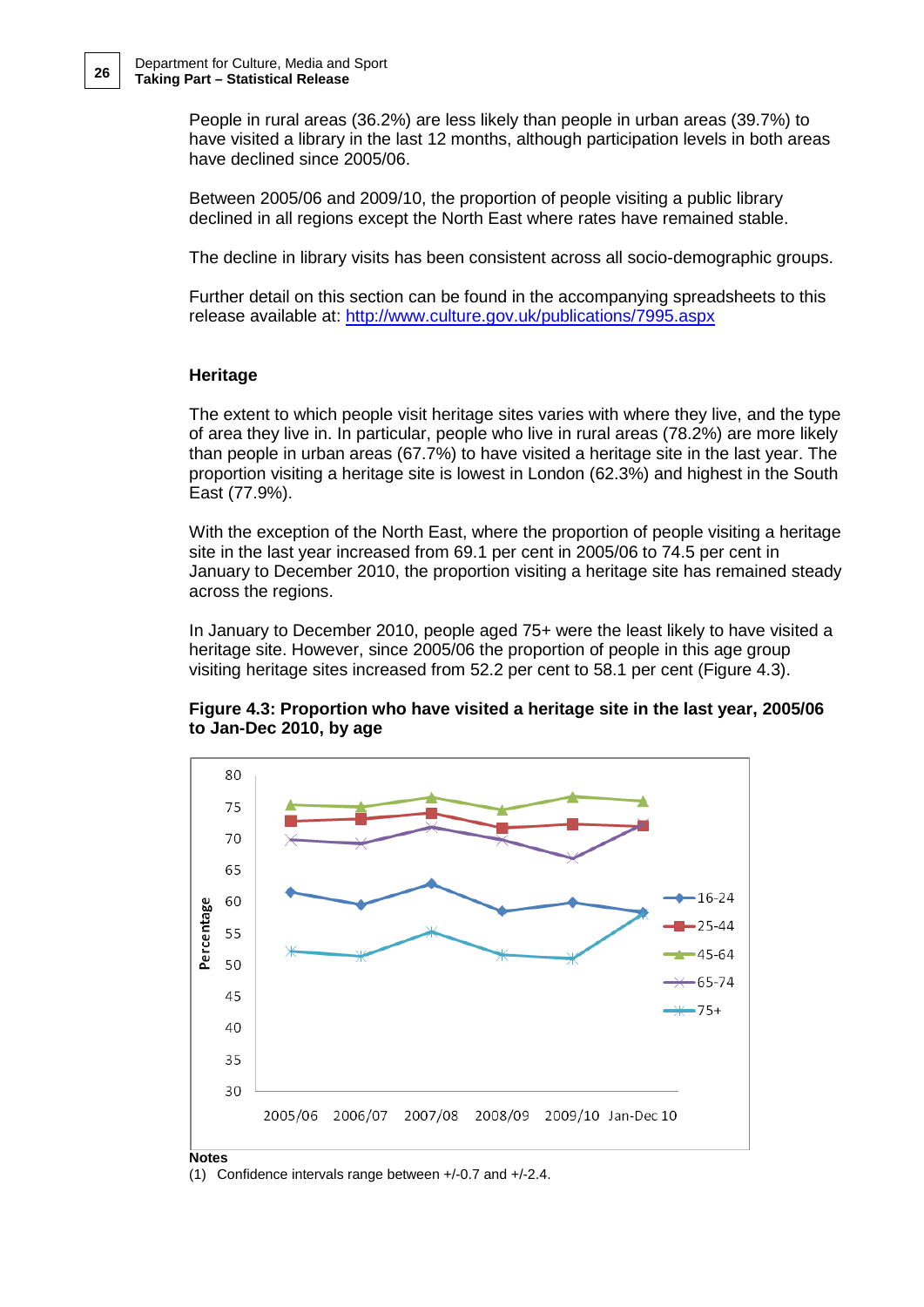People in rural areas (36.2%) are less likely than people in urban areas (39.7%) to have visited a library in the last 12 months, although participation levels in both areas have declined since 2005/06.

Between 2005/06 and 2009/10, the proportion of people visiting a public library declined in all regions except the North East where rates have remained stable.

The decline in library visits has been consistent across all socio-demographic groups.

Further detail on this section can be found in the accompanying spreadsheets to this release available at: http://www.culture.gov.uk/publications/7995.aspx

## Heritage

The extent to which people visit heritage sites varies with where they live, and the type of area they live in. In particular, people who live in rural areas (78.2%) are more likely than people in urban areas (67.7%) to have visited a heritage site in the last year. The proportion visiting a heritage site is lowest in London (62.3%) and highest in the South East (77.9%).

With the exception of the North East, where the proportion of people visiting a heritage site in the last year increased from 69.1 per cent in 2005/06 to 74.5 per cent in January to December 2010, the proportion visiting a heritage site has remained steady across the regions.

In January to December 2010, people aged 75+ were the least likely to have visited a heritage site. However, since 2005/06 the proportion of people in this age group visiting heritage sites increased from 52.2 per cent to 58.1 per cent (Figure 4.3).

**Figure 4.3: Proportion who have visited a heritage site in the last year, 2005/06 to Jan-Dec 2010, by age**

**Notes**

(1) Confidence intervals range between +/-0.7 and +/-2.4.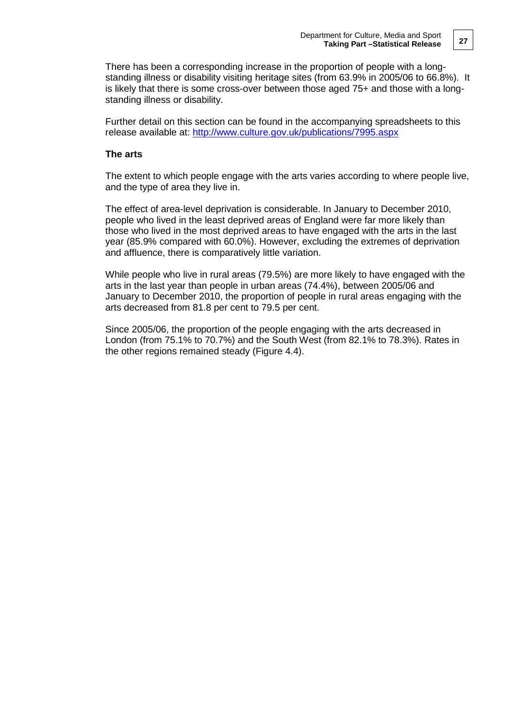There has been a corresponding increase in the proportion of people with a long-standing illness or disability visiting heritage sites (from 63.9% in 2005/06 to 66.8%). It is likely that there is some cross-over between those aged 75+ and those with a long-standing illness or disability.

Further detail on this section can be found in the accompanying spreadsheets to this release available at: http://www.culture.gov.uk/publications/7995.aspx

**The arts**

The extent to which people engage with the arts varies according to where people live, and the type of area they live in.

The effect of area-level deprivation is considerable. In January to December 2010, people who lived in the least deprived areas of England were far more likely than those who lived in the most deprived areas to have engaged with the arts in the last year (85.9% compared with 60.0%). However, excluding the extremes of deprivation and affluence, there is comparatively little variation.

While people who live in rural areas (79.5%) are more likely to have engaged with the arts in the last year than people in urban areas (74.4%), between 2005/06 and January to December 2010, the proportion of people in rural areas engaging with the arts decreased from 81.8 per cent to 79.5 per cent.

Since 2005/06, the proportion of the people engaging with the arts decreased in London (from 75.1% to 70.7%) and the South West (from 82.1% to 78.3%). Rates in the other regions remained steady (Figure 4.4).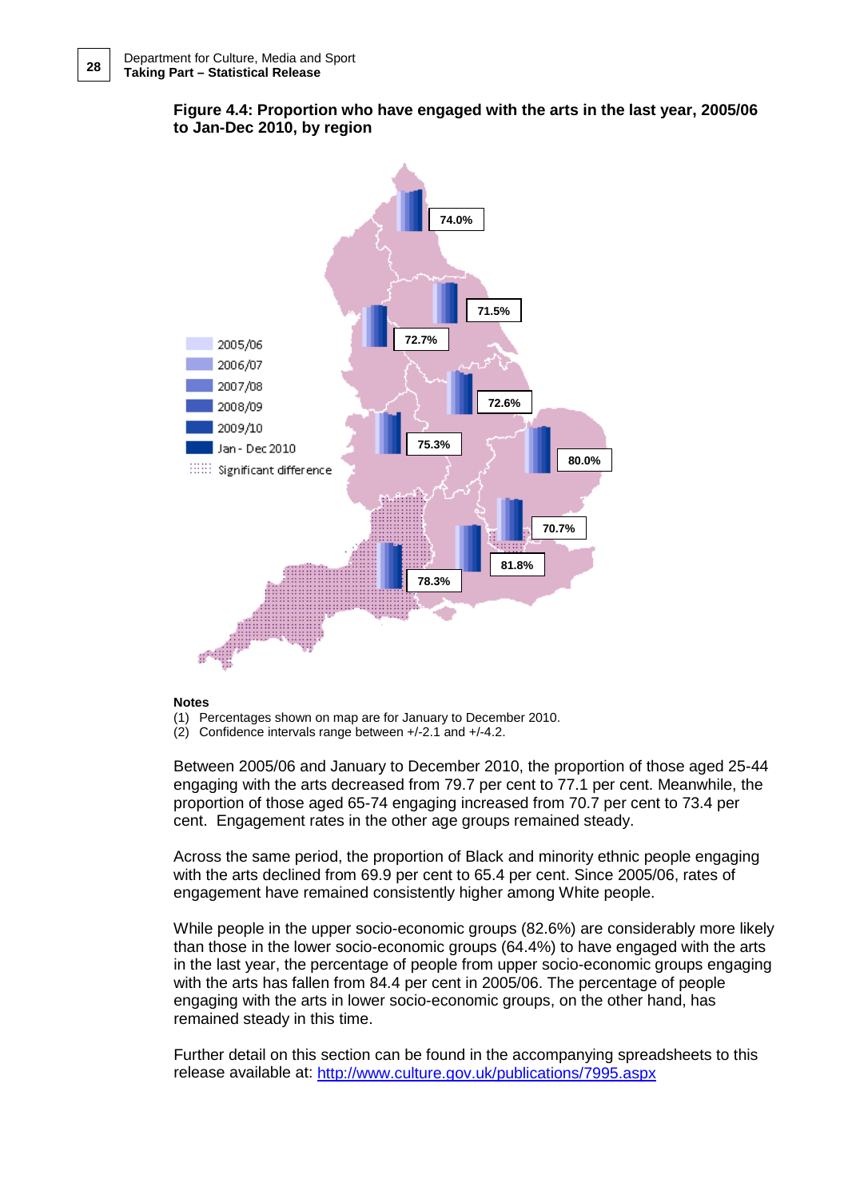**Figure 4.4: Proportion who have engaged with the arts in the last year, 2005/06 to Jan-Dec 2010, by region**

74.0%

71.5%

72.7%

72.6%

75.3%

80.0%

70.7%

81.8%

78.3%

2005/06
2006/07
2007/08
2008/09
2009/10
Jan - Dec 2010
Significant difference

**Notes**

(1) Percentages shown on map are for January to December 2010.
(2) Confidence intervals range between +/-2.1 and +/-4.2.

Between 2005/06 and January to December 2010, the proportion of those aged 25-44 engaging with the arts decreased from 79.7 per cent to 77.1 per cent. Meanwhile, the proportion of those aged 65-74 engaging increased from 70.7 per cent to 73.4 per cent. Engagement rates in the other age groups remained steady.

Across the same period, the proportion of Black and minority ethnic people engaging with the arts declined from 69.9 per cent to 65.4 per cent. Since 2005/06, rates of engagement have remained consistently higher among White people.

While people in the upper socio-economic groups (82.6%) are considerably more likely than those in the lower socio-economic groups (64.4%) to have engaged with the arts in the last year, the percentage of people from upper socio-economic groups engaging with the arts has fallen from 84.4 per cent in 2005/06. The percentage of people engaging with the arts in lower socio-economic groups, on the other hand, has remained steady in this time.

Further detail on this section can be found in the accompanying spreadsheets to this release available at: [http://www.culture.gov.uk/publications/7995.aspx](http://www.culture.gov.uk/publications/7995.aspx)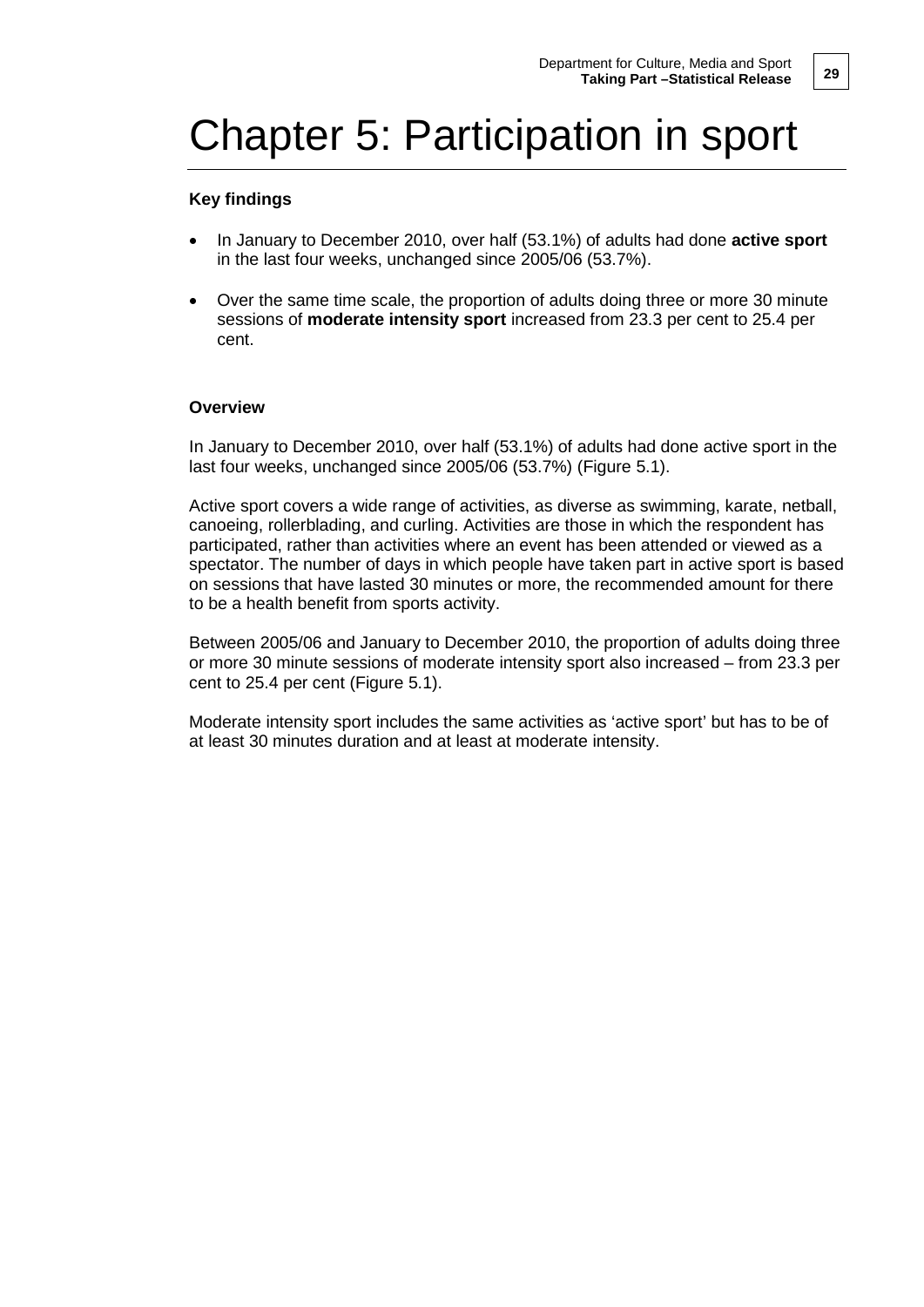# Chapter 5: Participation in sport

**Key findings**

- In January to December 2010, over half (53.1%) of adults had done **active sport** in the last four weeks, unchanged since 2005/06 (53.7%).
- Over the same time scale, the proportion of adults doing three or more 30 minute sessions of **moderate intensity sport** increased from 23.3 per cent to 25.4 per cent.

**Overview**

In January to December 2010, over half (53.1%) of adults had done active sport in the last four weeks, unchanged since 2005/06 (53.7%) (Figure 5.1).

Active sport covers a wide range of activities, as diverse as swimming, karate, netball, canoeing, rollerblading, and curling. Activities are those in which the respondent has participated, rather than activities where an event has been attended or viewed as a spectator. The number of days in which people have taken part in active sport is based on sessions that have lasted 30 minutes or more, the recommended amount for there to be a health benefit from sports activity.

Between 2005/06 and January to December 2010, the proportion of adults doing three or more 30 minute sessions of moderate intensity sport also increased – from 23.3 per cent to 25.4 per cent (Figure 5.1).

Moderate intensity sport includes the same activities as 'active sport' but has to be of at least 30 minutes duration and at least at moderate intensity.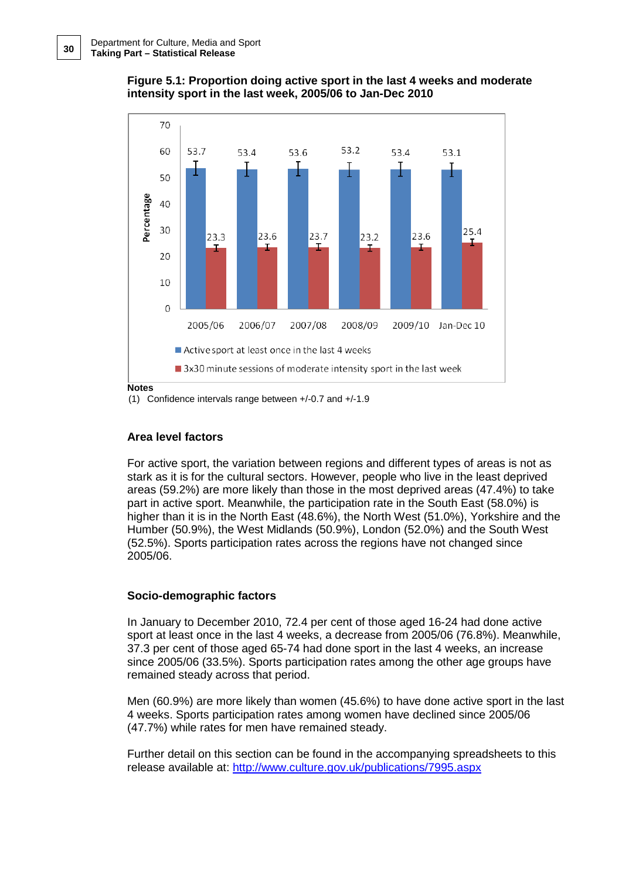**Figure 5.1: Proportion doing active sport in the last 4 weeks and moderate intensity sport in the last week, 2005/06 to Jan-Dec 2010**

| | 2005/06 | 2006/07 | 2007/08 | 2008/09 | 2009/10 | Jan-Dec 10 |
|---|---|---|---|---|---|---|
| Active sport at least once in the last 4 weeks | 53.7 | 53.4 | 53.6 | 53.2 | 53.4 | 53.1 |
| 3x30 minute sessions of moderate intensity sport in the last week | 23.3 | 23.6 | 23.7 | 23.2 | 23.6 | 25.4 |

**Notes**

(1) Confidence intervals range between +/-0.7 and +/-1.9

### Area level factors

For active sport, the variation between regions and different types of areas is not as stark as it is for the cultural sectors. However, people who live in the least deprived areas (59.2%) are more likely than those in the most deprived areas (47.4%) to take part in active sport. Meanwhile, the participation rate in the South East (58.0%) is higher than it is in the North East (48.6%), the North West (51.0%), Yorkshire and the Humber (50.9%), the West Midlands (50.9%), London (52.0%) and the South West (52.5%). Sports participation rates across the regions have not changed since 2005/06.

### Socio-demographic factors

In January to December 2010, 72.4 per cent of those aged 16-24 had done active sport at least once in the last 4 weeks, a decrease from 2005/06 (76.8%). Meanwhile, 37.3 per cent of those aged 65-74 had done sport in the last 4 weeks, an increase since 2005/06 (33.5%). Sports participation rates among the other age groups have remained steady across that period.

Men (60.9%) are more likely than women (45.6%) to have done active sport in the last 4 weeks. Sports participation rates among women have declined since 2005/06 (47.7%) while rates for men have remained steady.

Further detail on this section can be found in the accompanying spreadsheets to this release available at: http://www.culture.gov.uk/publications/7995.aspx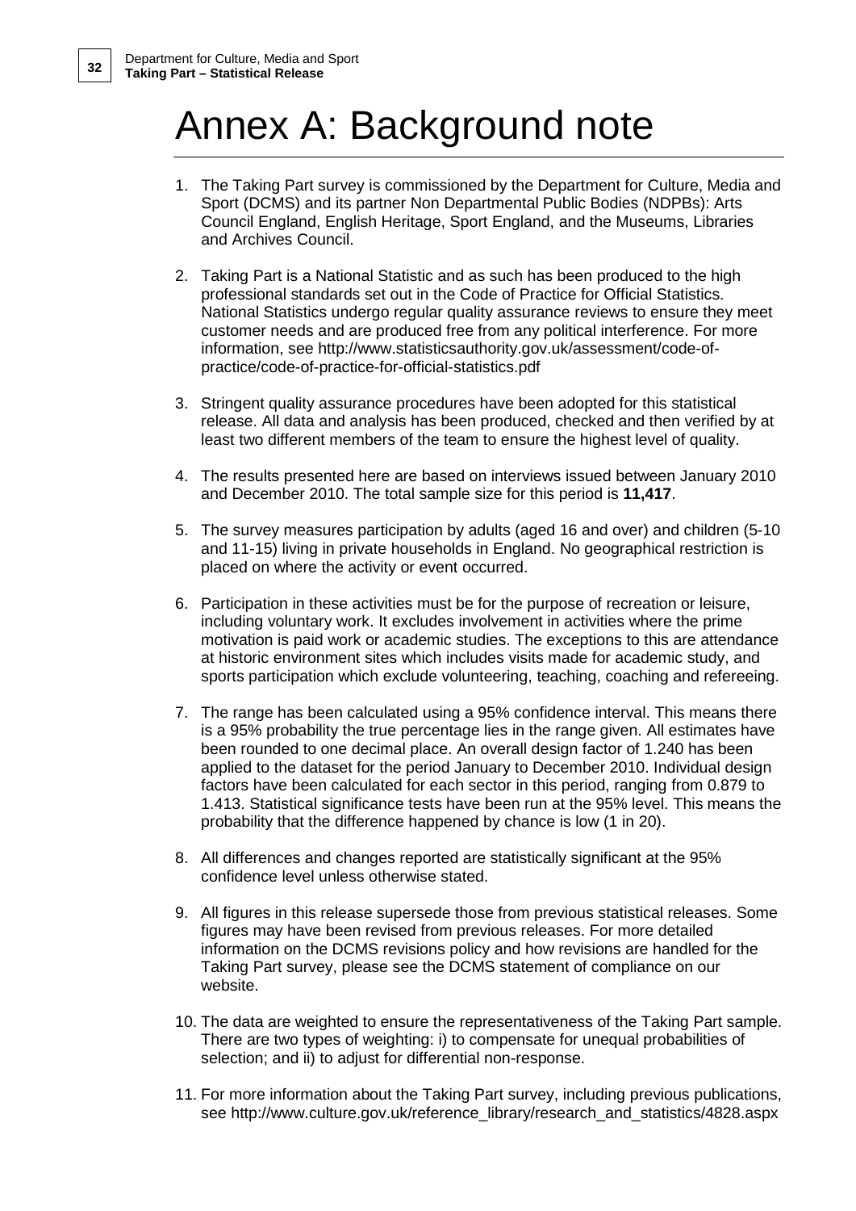# Annex A: Background note

1. The Taking Part survey is commissioned by the Department for Culture, Media and Sport (DCMS) and its partner Non Departmental Public Bodies (NDPBs): Arts Council England, English Heritage, Sport England, and the Museums, Libraries and Archives Council.

2. Taking Part is a National Statistic and as such has been produced to the high professional standards set out in the Code of Practice for Official Statistics. National Statistics undergo regular quality assurance reviews to ensure they meet customer needs and are produced free from any political interference. For more information, see http://www.statisticsauthority.gov.uk/assessment/code-of-practice/code-of-practice-for-official-statistics.pdf

3. Stringent quality assurance procedures have been adopted for this statistical release. All data and analysis has been produced, checked and then verified by at least two different members of the team to ensure the highest level of quality.

4. The results presented here are based on interviews issued between January 2010 and December 2010. The total sample size for this period is **11,417**.

5. The survey measures participation by adults (aged 16 and over) and children (5-10 and 11-15) living in private households in England. No geographical restriction is placed on where the activity or event occurred.

6. Participation in these activities must be for the purpose of recreation or leisure, including voluntary work. It excludes involvement in activities where the prime motivation is paid work or academic studies. The exceptions to this are attendance at historic environment sites which includes visits made for academic study, and sports participation which exclude volunteering, teaching, coaching and refereeing.

7. The range has been calculated using a 95% confidence interval. This means there is a 95% probability the true percentage lies in the range given. All estimates have been rounded to one decimal place. An overall design factor of 1.240 has been applied to the dataset for the period January to December 2010. Individual design factors have been calculated for each sector in this period, ranging from 0.879 to 1.413. Statistical significance tests have been run at the 95% level. This means the probability that the difference happened by chance is low (1 in 20).

8. All differences and changes reported are statistically significant at the 95% confidence level unless otherwise stated.

9. All figures in this release supersede those from previous statistical releases. Some figures may have been revised from previous releases. For more detailed information on the DCMS revisions policy and how revisions are handled for the Taking Part survey, please see the DCMS statement of compliance on our website.

10. The data are weighted to ensure the representativeness of the Taking Part sample. There are two types of weighting: i) to compensate for unequal probabilities of selection; and ii) to adjust for differential non-response.

11. For more information about the Taking Part survey, including previous publications, see http://www.culture.gov.uk/reference_library/research_and_statistics/4828.aspx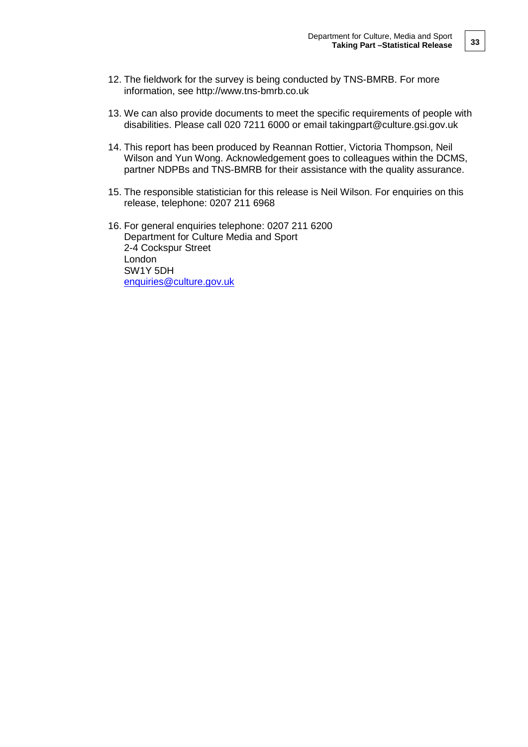12. The fieldwork for the survey is being conducted by TNS-BMRB. For more information, see http://www.tns-bmrb.co.uk

13. We can also provide documents to meet the specific requirements of people with disabilities. Please call 020 7211 6000 or email takingpart@culture.gsi.gov.uk

14. This report has been produced by Reannan Rottier, Victoria Thompson, Neil Wilson and Yun Wong. Acknowledgement goes to colleagues within the DCMS, partner NDPBs and TNS-BMRB for their assistance with the quality assurance.

15. The responsible statistician for this release is Neil Wilson. For enquiries on this release, telephone: 0207 211 6968

16. For general enquiries telephone: 0207 211 6200
    Department for Culture Media and Sport
    2-4 Cockspur Street
    London
    SW1Y 5DH
    enquiries@culture.gov.uk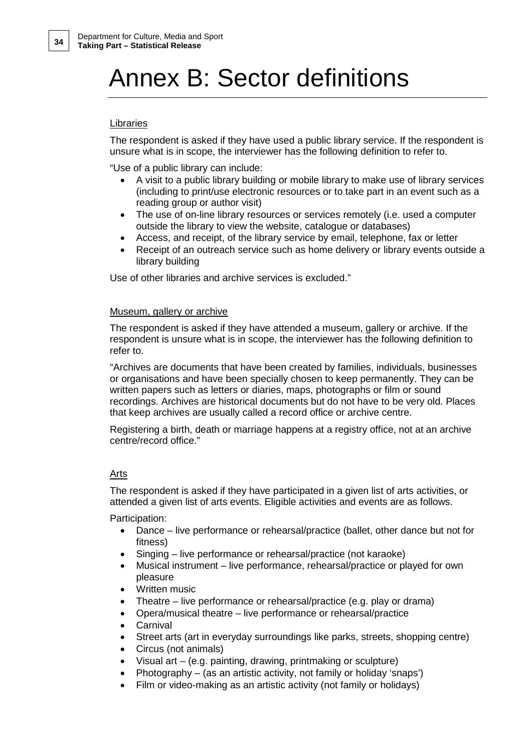# Annex B: Sector definitions

Libraries

The respondent is asked if they have used a public library service. If the respondent is unsure what is in scope, the interviewer has the following definition to refer to.

"Use of a public library can include:

- A visit to a public library building or mobile library to make use of library services (including to print/use electronic resources or to take part in an event such as a reading group or author visit)
- The use of on-line library resources or services remotely (i.e. used a computer outside the library to view the website, catalogue or databases)
- Access, and receipt, of the library service by email, telephone, fax or letter
- Receipt of an outreach service such as home delivery or library events outside a library building

Use of other libraries and archive services is excluded."

Museum, gallery or archive

The respondent is asked if they have attended a museum, gallery or archive. If the respondent is unsure what is in scope, the interviewer has the following definition to refer to.

"Archives are documents that have been created by families, individuals, businesses or organisations and have been specially chosen to keep permanently. They can be written papers such as letters or diaries, maps, photographs or film or sound recordings. Archives are historical documents but do not have to be very old. Places that keep archives are usually called a record office or archive centre.

Registering a birth, death or marriage happens at a registry office, not at an archive centre/record office."

Arts

The respondent is asked if they have participated in a given list of arts activities, or attended a given list of arts events. Eligible activities and events are as follows.

Participation:

- Dance – live performance or rehearsal/practice (ballet, other dance but not for fitness)
- Singing – live performance or rehearsal/practice (not karaoke)
- Musical instrument – live performance, rehearsal/practice or played for own pleasure
- Written music
- Theatre – live performance or rehearsal/practice (e.g. play or drama)
- Opera/musical theatre – live performance or rehearsal/practice
- Carnival
- Street arts (art in everyday surroundings like parks, streets, shopping centre)
- Circus (not animals)
- Visual art – (e.g. painting, drawing, printmaking or sculpture)
- Photography – (as an artistic activity, not family or holiday 'snaps')
- Film or video-making as an artistic activity (not family or holidays)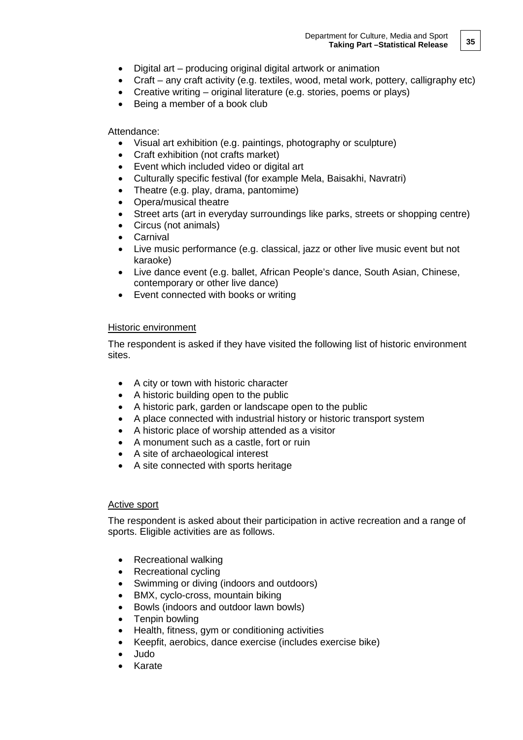- Digital art – producing original digital artwork or animation
- Craft – any craft activity (e.g. textiles, wood, metal work, pottery, calligraphy etc)
- Creative writing – original literature (e.g. stories, poems or plays)
- Being a member of a book club

Attendance:

- Visual art exhibition (e.g. paintings, photography or sculpture)
- Craft exhibition (not crafts market)
- Event which included video or digital art
- Culturally specific festival (for example Mela, Baisakhi, Navratri)
- Theatre (e.g. play, drama, pantomime)
- Opera/musical theatre
- Street arts (art in everyday surroundings like parks, streets or shopping centre)
- Circus (not animals)
- Carnival
- Live music performance (e.g. classical, jazz or other live music event but not karaoke)
- Live dance event (e.g. ballet, African People's dance, South Asian, Chinese, contemporary or other live dance)
- Event connected with books or writing

<u>Historic environment</u>

The respondent is asked if they have visited the following list of historic environment sites.

- A city or town with historic character
- A historic building open to the public
- A historic park, garden or landscape open to the public
- A place connected with industrial history or historic transport system
- A historic place of worship attended as a visitor
- A monument such as a castle, fort or ruin
- A site of archaeological interest
- A site connected with sports heritage

<u>Active sport</u>

The respondent is asked about their participation in active recreation and a range of sports. Eligible activities are as follows.

- Recreational walking
- Recreational cycling
- Swimming or diving (indoors and outdoors)
- BMX, cyclo-cross, mountain biking
- Bowls (indoors and outdoor lawn bowls)
- Tenpin bowling
- Health, fitness, gym or conditioning activities
- Keepfit, aerobics, dance exercise (includes exercise bike)
- Judo
- Karate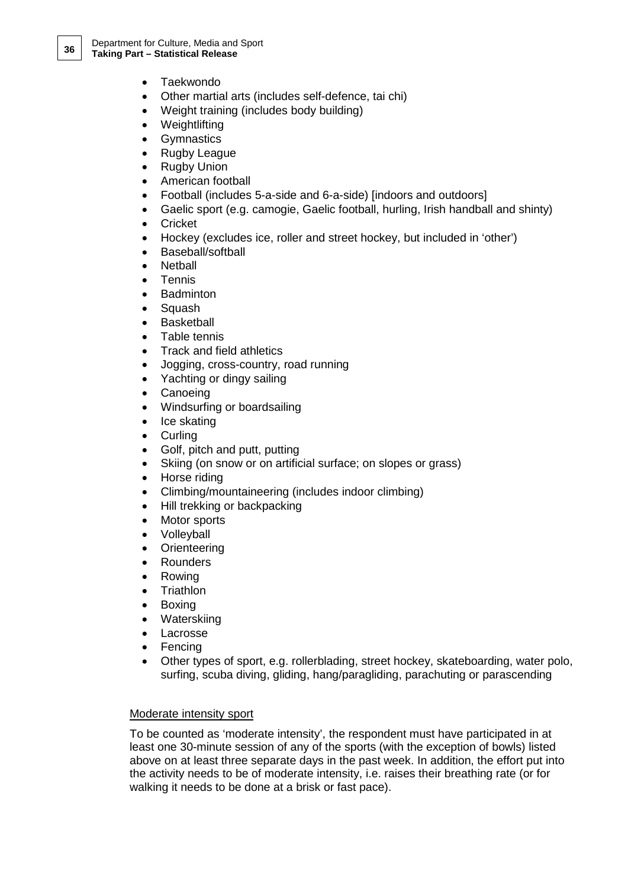- Taekwondo
- Other martial arts (includes self-defence, tai chi)
- Weight training (includes body building)
- Weightlifting
- Gymnastics
- Rugby League
- Rugby Union
- American football
- Football (includes 5-a-side and 6-a-side) [indoors and outdoors]
- Gaelic sport (e.g. camogie, Gaelic football, hurling, Irish handball and shinty)
- Cricket
- Hockey (excludes ice, roller and street hockey, but included in 'other')
- Baseball/softball
- Netball
- Tennis
- Badminton
- Squash
- Basketball
- Table tennis
- Track and field athletics
- Jogging, cross-country, road running
- Yachting or dingy sailing
- Canoeing
- Windsurfing or boardsailing
- Ice skating
- Curling
- Golf, pitch and putt, putting
- Skiing (on snow or on artificial surface; on slopes or grass)
- Horse riding
- Climbing/mountaineering (includes indoor climbing)
- Hill trekking or backpacking
- Motor sports
- Volleyball
- Orienteering
- Rounders
- Rowing
- Triathlon
- Boxing
- Waterskiing
- Lacrosse
- Fencing
- Other types of sport, e.g. rollerblading, street hockey, skateboarding, water polo, surfing, scuba diving, gliding, hang/paragliding, parachuting or parascending

<u>Moderate intensity sport</u>

To be counted as 'moderate intensity', the respondent must have participated in at least one 30-minute session of any of the sports (with the exception of bowls) listed above on at least three separate days in the past week. In addition, the effort put into the activity needs to be of moderate intensity, i.e. raises their breathing rate (or for walking it needs to be done at a brisk or fast pace).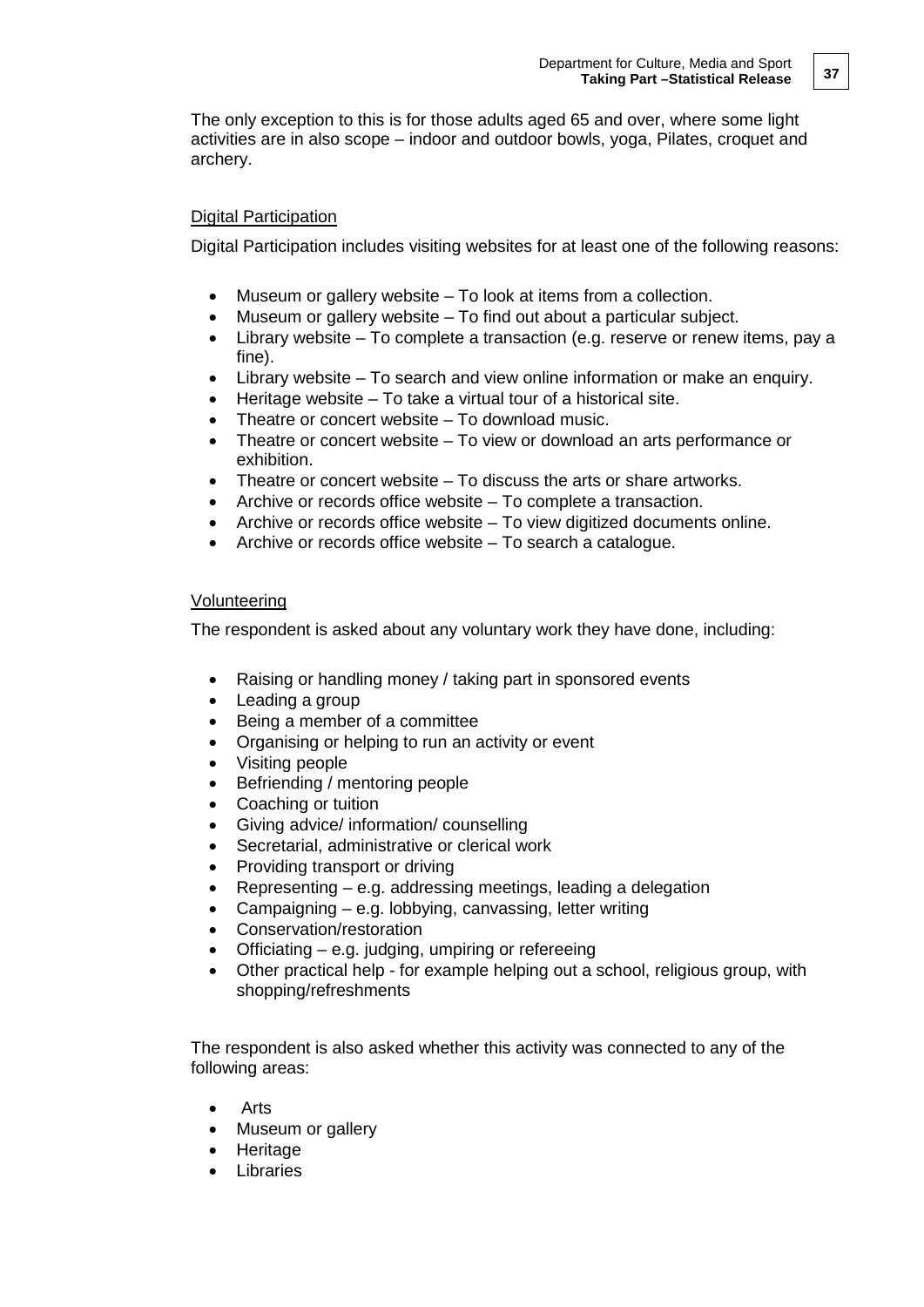The only exception to this is for those adults aged 65 and over, where some light activities are in also scope – indoor and outdoor bowls, yoga, Pilates, croquet and archery.

<u>Digital Participation</u>

Digital Participation includes visiting websites for at least one of the following reasons:

- Museum or gallery website – To look at items from a collection.
- Museum or gallery website – To find out about a particular subject.
- Library website – To complete a transaction (e.g. reserve or renew items, pay a fine).
- Library website – To search and view online information or make an enquiry.
- Heritage website – To take a virtual tour of a historical site.
- Theatre or concert website – To download music.
- Theatre or concert website – To view or download an arts performance or exhibition.
- Theatre or concert website – To discuss the arts or share artworks.
- Archive or records office website – To complete a transaction.
- Archive or records office website – To view digitized documents online.
- Archive or records office website – To search a catalogue.

<u>Volunteering</u>

The respondent is asked about any voluntary work they have done, including:

- Raising or handling money / taking part in sponsored events
- Leading a group
- Being a member of a committee
- Organising or helping to run an activity or event
- Visiting people
- Befriending / mentoring people
- Coaching or tuition
- Giving advice/ information/ counselling
- Secretarial, administrative or clerical work
- Providing transport or driving
- Representing – e.g. addressing meetings, leading a delegation
- Campaigning – e.g. lobbying, canvassing, letter writing
- Conservation/restoration
- Officiating – e.g. judging, umpiring or refereeing
- Other practical help - for example helping out a school, religious group, with shopping/refreshments

The respondent is also asked whether this activity was connected to any of the following areas:

- Arts
- Museum or gallery
- Heritage
- Libraries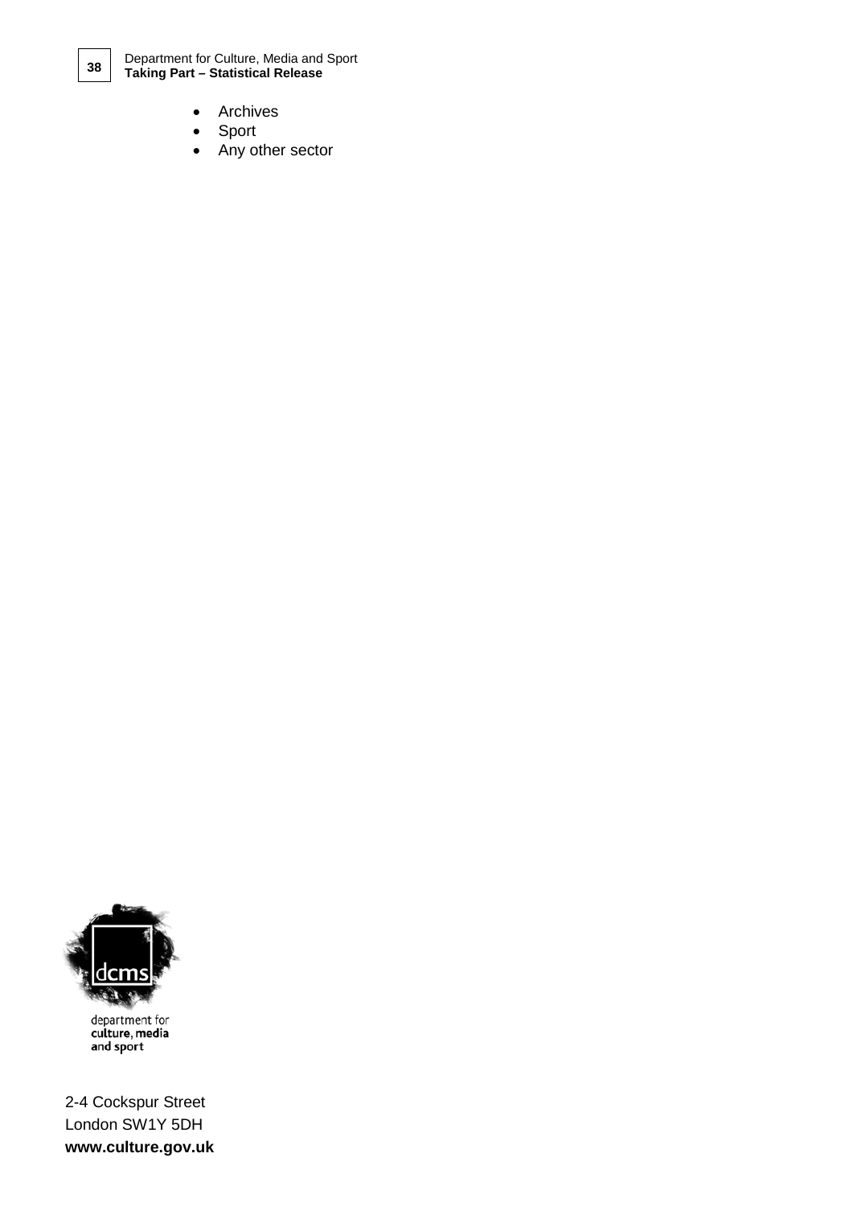- Archives
- Sport
- Any other sector

department for
culture, media
and sport

2-4 Cockspur Street
London SW1Y 5DH
**www.culture.gov.uk**